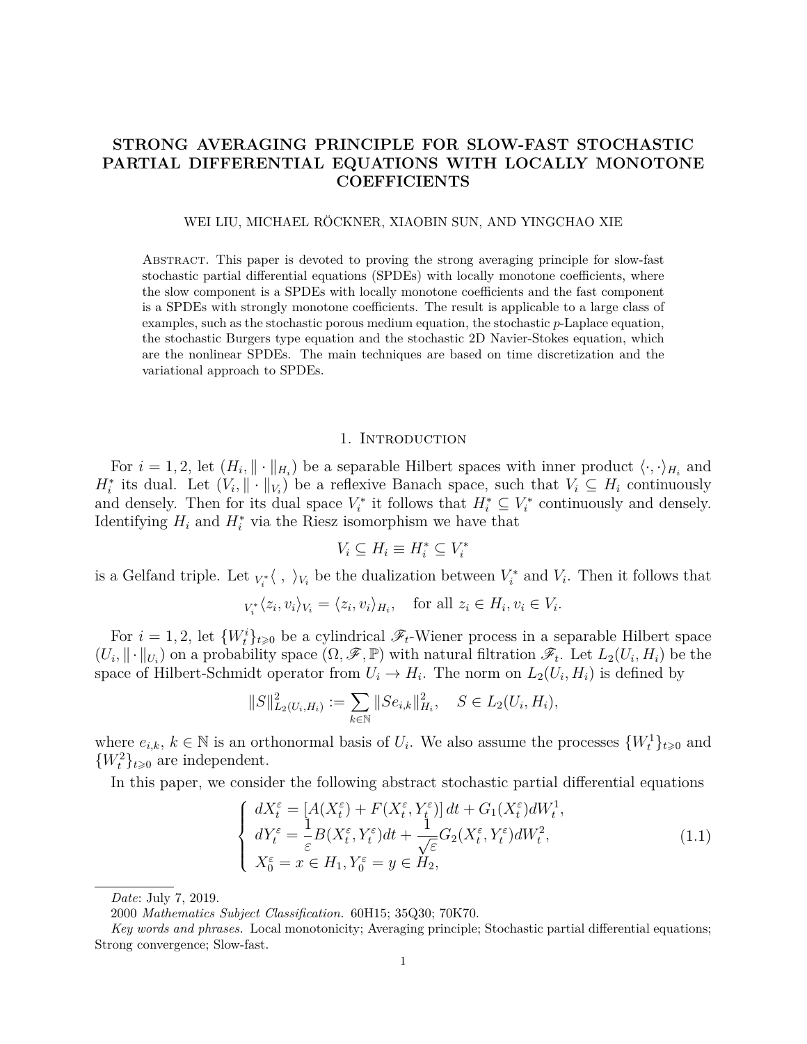# STRONG AVERAGING PRINCIPLE FOR SLOW-FAST STOCHASTIC PARTIAL DIFFERENTIAL EQUATIONS WITH LOCALLY MONOTONE COEFFICIENTS

WEI LIU, MICHAEL RÖCKNER, XIAOBIN SUN, AND YINGCHAO XIE

Abstract. This paper is devoted to proving the strong averaging principle for slow-fast stochastic partial differential equations (SPDEs) with locally monotone coefficients, where the slow component is a SPDEs with locally monotone coefficients and the fast component is a SPDEs with strongly monotone coefficients. The result is applicable to a large class of examples, such as the stochastic porous medium equation, the stochastic $p$-Laplace equation, the stochastic Burgers type equation and the stochastic 2D Navier-Stokes equation, which are the nonlinear SPDEs. The main techniques are based on time discretization and the variational approach to SPDEs.

## 1. Introduction

For $i = 1, 2$, let $(H_i, \|\cdot\|_{H_i})$ be a separable Hilbert spaces with inner product $\langle\cdot,\cdot\rangle_{H_i}$ and $H_i^*$ its dual. Let $(V_i, \|\cdot\|_{V_i})$ be a reflexive Banach space, such that $V_i \subseteq H_i$ continuously and densely. Then for its dual space $V_i^*$ it follows that $H_i^* \subseteq V_i^*$ continuously and densely. Identifying $H_i$ and $H_i^*$ via the Riesz isomorphism we have that

$$V_i \subseteq H_i \equiv H_i^* \subseteq V_i^*$$

is a Gelfand triple. Let ${}_{V_i^*}\langle\ ,\ \rangle_{V_i}$ be the dualization between $V_i^*$ and $V_i$. Then it follows that

$${}_{V_i^*}\langle z_i, v_i\rangle_{V_i} = \langle z_i, v_i\rangle_{H_i}, \quad \text{for all } z_i \in H_i, v_i \in V_i.$$

For $i = 1, 2$, let $\{W_t^i\}_{t\geqslant 0}$ be a cylindrical $\mathscr{F}_t$-Wiener process in a separable Hilbert space $(U_i, \|\cdot\|_{U_i})$ on a probability space $(\Omega, \mathscr{F}, \mathbb{P})$ with natural filtration $\mathscr{F}_t$. Let $L_2(U_i, H_i)$ be the space of Hilbert-Schmidt operator from $U_i \to H_i$. The norm on $L_2(U_i, H_i)$ is defined by

$$\|S\|^2_{L_2(U_i,H_i)} := \sum_{k\in\mathbb{N}} \|Se_{i,k}\|^2_{H_i}, \quad S \in L_2(U_i, H_i),$$

where $e_{i,k}$, $k \in \mathbb{N}$ is an orthonormal basis of $U_i$. We also assume the processes $\{W_t^1\}_{t\geqslant 0}$ and $\{W_t^2\}_{t\geqslant 0}$ are independent.

In this paper, we consider the following abstract stochastic partial differential equations

$$\left\{\begin{array}{l} dX_t^\varepsilon = [A(X_t^\varepsilon) + F(X_t^\varepsilon, Y_t^\varepsilon)]\,dt + G_1(X_t^\varepsilon)dW_t^1, \\ dY_t^\varepsilon = \dfrac{1}{\varepsilon}B(X_t^\varepsilon, Y_t^\varepsilon)dt + \dfrac{1}{\sqrt{\varepsilon}}G_2(X_t^\varepsilon, Y_t^\varepsilon)dW_t^2, \\ X_0^\varepsilon = x \in H_1, Y_0^\varepsilon = y \in H_2, \end{array}\right. \tag{1.1}$$

---

*Date*: July 7, 2019.

2000 *Mathematics Subject Classification.* 60H15; 35Q30; 70K70.

*Key words and phrases.* Local monotonicity; Averaging principle; Stochastic partial differential equations; Strong convergence; Slow-fast.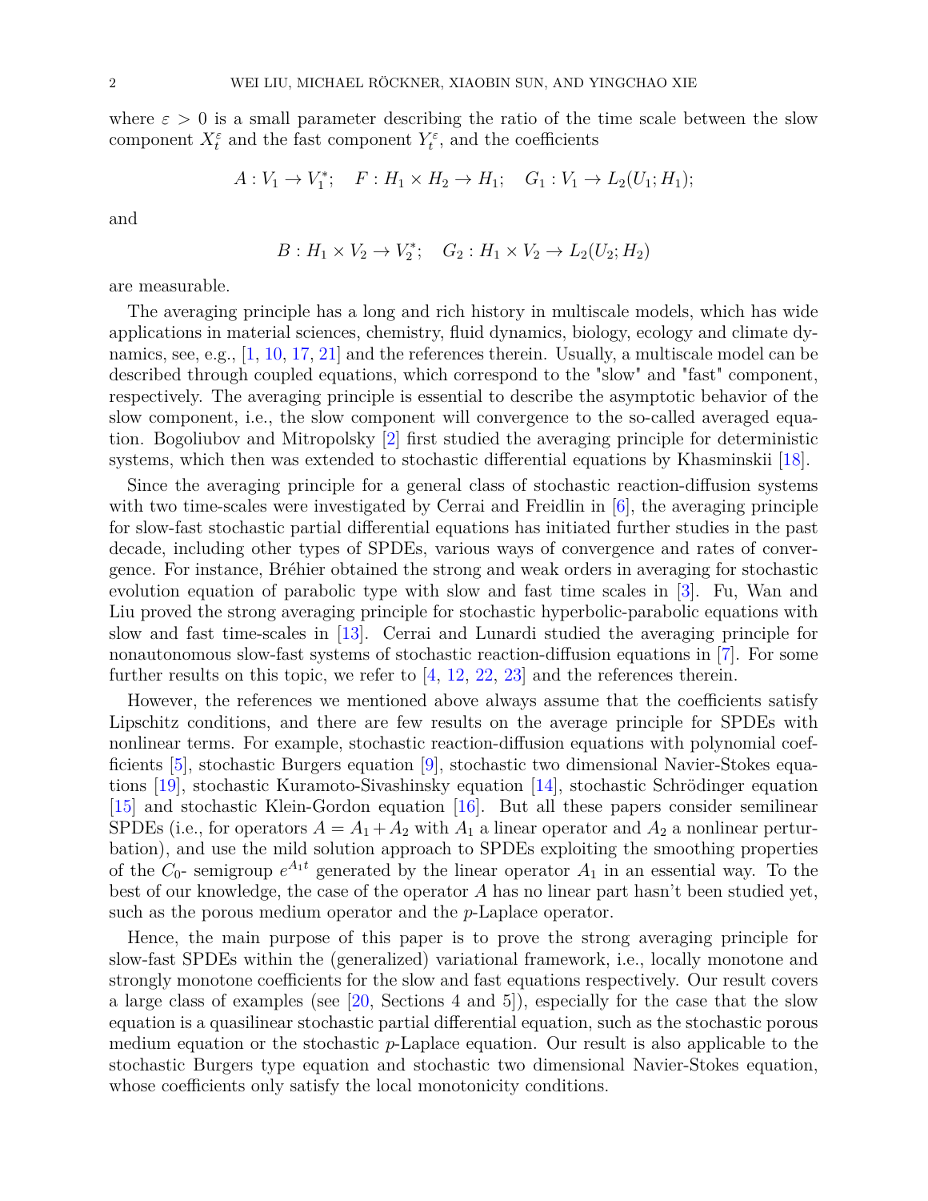where $\varepsilon > 0$ is a small parameter describing the ratio of the time scale between the slow component $X_t^\varepsilon$ and the fast component $Y_t^\varepsilon$, and the coefficients

$$A : V_1 \to V_1^*; \quad F : H_1 \times H_2 \to H_1; \quad G_1 : V_1 \to L_2(U_1; H_1);$$

and

$$B : H_1 \times V_2 \to V_2^*; \quad G_2 : H_1 \times V_2 \to L_2(U_2; H_2)$$

are measurable.

The averaging principle has a long and rich history in multiscale models, which has wide applications in material sciences, chemistry, fluid dynamics, biology, ecology and climate dynamics, see, e.g., [1, 10, 17, 21] and the references therein. Usually, a multiscale model can be described through coupled equations, which correspond to the "slow" and "fast" component, respectively. The averaging principle is essential to describe the asymptotic behavior of the slow component, i.e., the slow component will convergence to the so-called averaged equation. Bogoliubov and Mitropolsky [2] first studied the averaging principle for deterministic systems, which then was extended to stochastic differential equations by Khasminskii [18].

Since the averaging principle for a general class of stochastic reaction-diffusion systems with two time-scales were investigated by Cerrai and Freidlin in [6], the averaging principle for slow-fast stochastic partial differential equations has initiated further studies in the past decade, including other types of SPDEs, various ways of convergence and rates of convergence. For instance, Bréhier obtained the strong and weak orders in averaging for stochastic evolution equation of parabolic type with slow and fast time scales in [3]. Fu, Wan and Liu proved the strong averaging principle for stochastic hyperbolic-parabolic equations with slow and fast time-scales in [13]. Cerrai and Lunardi studied the averaging principle for nonautonomous slow-fast systems of stochastic reaction-diffusion equations in [7]. For some further results on this topic, we refer to [4, 12, 22, 23] and the references therein.

However, the references we mentioned above always assume that the coefficients satisfy Lipschitz conditions, and there are few results on the average principle for SPDEs with nonlinear terms. For example, stochastic reaction-diffusion equations with polynomial coefficients [5], stochastic Burgers equation [9], stochastic two dimensional Navier-Stokes equations [19], stochastic Kuramoto-Sivashinsky equation [14], stochastic Schrödinger equation [15] and stochastic Klein-Gordon equation [16]. But all these papers consider semilinear SPDEs (i.e., for operators $A = A_1 + A_2$ with $A_1$ a linear operator and $A_2$ a nonlinear perturbation), and use the mild solution approach to SPDEs exploiting the smoothing properties of the $C_0$- semigroup $e^{A_1 t}$ generated by the linear operator $A_1$ in an essential way. To the best of our knowledge, the case of the operator $A$ has no linear part hasn't been studied yet, such as the porous medium operator and the $p$-Laplace operator.

Hence, the main purpose of this paper is to prove the strong averaging principle for slow-fast SPDEs within the (generalized) variational framework, i.e., locally monotone and strongly monotone coefficients for the slow and fast equations respectively. Our result covers a large class of examples (see [20, Sections 4 and 5]), especially for the case that the slow equation is a quasilinear stochastic partial differential equation, such as the stochastic porous medium equation or the stochastic $p$-Laplace equation. Our result is also applicable to the stochastic Burgers type equation and stochastic two dimensional Navier-Stokes equation, whose coefficients only satisfy the local monotonicity conditions.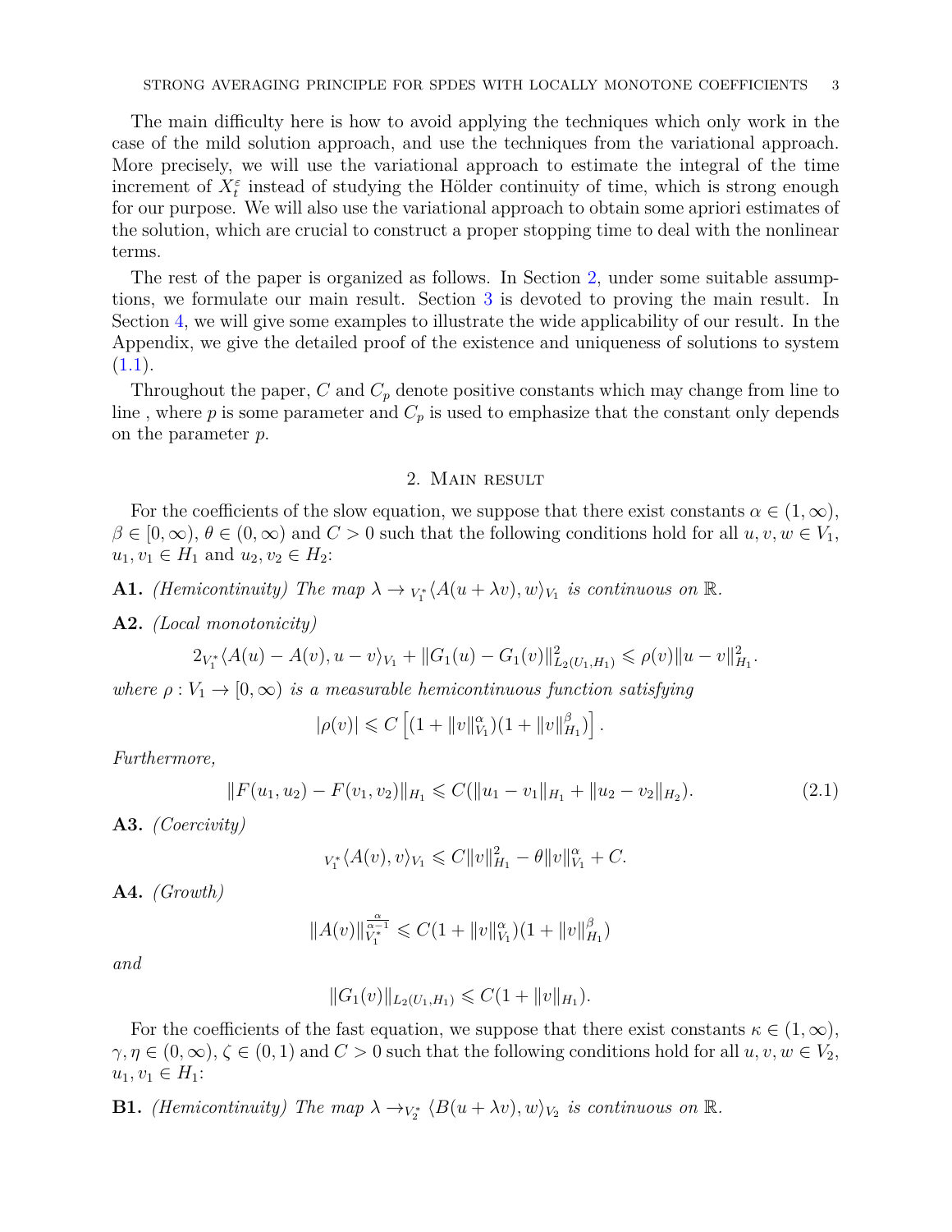The main difficulty here is how to avoid applying the techniques which only work in the case of the mild solution approach, and use the techniques from the variational approach. More precisely, we will use the variational approach to estimate the integral of the time increment of $X_t^\varepsilon$ instead of studying the Hölder continuity of time, which is strong enough for our purpose. We will also use the variational approach to obtain some apriori estimates of the solution, which are crucial to construct a proper stopping time to deal with the nonlinear terms.

The rest of the paper is organized as follows. In Section 2, under some suitable assumptions, we formulate our main result. Section 3 is devoted to proving the main result. In Section 4, we will give some examples to illustrate the wide applicability of our result. In the Appendix, we give the detailed proof of the existence and uniqueness of solutions to system (1.1).

Throughout the paper, $C$ and $C_p$ denote positive constants which may change from line to line , where $p$ is some parameter and $C_p$ is used to emphasize that the constant only depends on the parameter $p$.

## 2. Main result

For the coefficients of the slow equation, we suppose that there exist constants $\alpha \in (1, \infty)$, $\beta \in [0, \infty)$, $\theta \in (0, \infty)$ and $C > 0$ such that the following conditions hold for all $u, v, w \in V_1$, $u_1, v_1 \in H_1$ and $u_2, v_2 \in H_2$:

**A1.** *(Hemicontinuity) The map* $\lambda \to {}_{V_1^*}\langle A(u + \lambda v), w\rangle_{V_1}$ *is continuous on* $\mathbb{R}$.

**A2.** *(Local monotonicity)*

$$2{}_{V_1^*}\langle A(u) - A(v), u - v\rangle_{V_1} + \|G_1(u) - G_1(v)\|^2_{L_2(U_1,H_1)} \leqslant \rho(v)\|u - v\|^2_{H_1}.$$

*where* $\rho : V_1 \to [0, \infty)$ *is a measurable hemicontinuous function satisfying*

$$|\rho(v)| \leqslant C\left[(1 + \|v\|^\alpha_{V_1})(1 + \|v\|^\beta_{H_1})\right].$$

*Furthermore,*

$$\|F(u_1, u_2) - F(v_1, v_2)\|_{H_1} \leqslant C(\|u_1 - v_1\|_{H_1} + \|u_2 - v_2\|_{H_2}). \tag{2.1}$$

**A3.** *(Coercivity)*

$${}_{V_1^*}\langle A(v), v\rangle_{V_1} \leqslant C\|v\|^2_{H_1} - \theta\|v\|^\alpha_{V_1} + C.$$

**A4.** *(Growth)*

$$\|A(v)\|^{\frac{\alpha}{\alpha-1}}_{V_1^*} \leqslant C(1 + \|v\|^\alpha_{V_1})(1 + \|v\|^\beta_{H_1})$$

*and*

$$\|G_1(v)\|_{L_2(U_1,H_1)} \leqslant C(1 + \|v\|_{H_1}).$$

For the coefficients of the fast equation, we suppose that there exist constants $\kappa \in (1, \infty)$, $\gamma, \eta \in (0, \infty)$, $\zeta \in (0, 1)$ and $C > 0$ such that the following conditions hold for all $u, v, w \in V_2$, $u_1, v_1 \in H_1$:

**B1.** *(Hemicontinuity) The map* $\lambda \to {}_{V_2^*}\langle B(u + \lambda v), w\rangle_{V_2}$ *is continuous on* $\mathbb{R}$.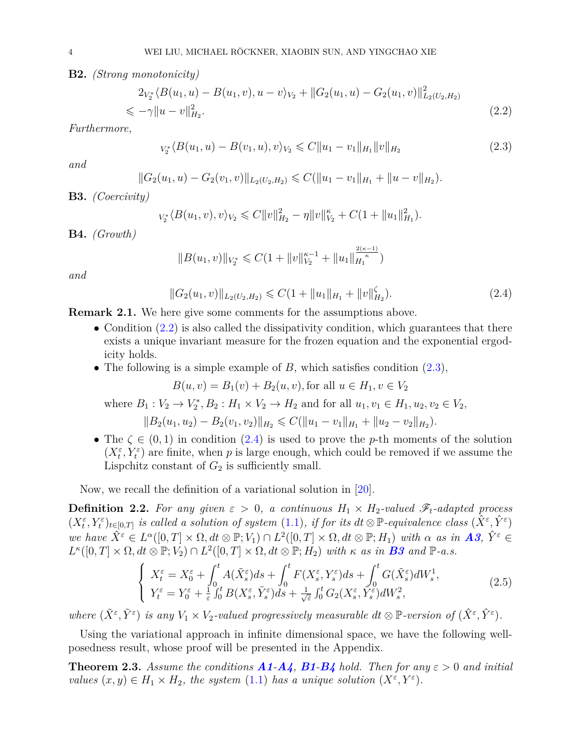**B2.** *(Strong monotonicity)*

$$
\begin{aligned}
&2{}_{V_2^*}\langle B(u_1,u)-B(u_1,v),u-v\rangle_{V_2}+\|G_2(u_1,u)-G_2(u_1,v)\|^2_{L_2(U_2,H_2)}\\
&\leqslant -\gamma\|u-v\|^2_{H_2}. \qquad (2.2)
\end{aligned}
$$

*Furthermore,*

$$
{}_{V_2^*}\langle B(u_1,u)-B(v_1,u),v\rangle_{V_2}\leqslant C\|u_1-v_1\|_{H_1}\|v\|_{H_2} \qquad (2.3)
$$

*and*

$$
\|G_2(u_1,u)-G_2(v_1,v)\|_{L_2(U_2,H_2)}\leqslant C(\|u_1-v_1\|_{H_1}+\|u-v\|_{H_2}).
$$

**B3.** *(Coercivity)*

$$
{}_{V_2^*}\langle B(u_1,v),v\rangle_{V_2}\leqslant C\|v\|^2_{H_2}-\eta\|v\|^{\kappa}_{V_2}+C(1+\|u_1\|^2_{H_1}).
$$

**B4.** *(Growth)*

$$
\|B(u_1,v)\|_{V_2^*}\leqslant C(1+\|v\|^{\kappa-1}_{V_2}+\|u_1\|^{\frac{2(\kappa-1)}{\kappa}}_{H_1})
$$

*and*

$$
\|G_2(u_1,v)\|_{L_2(U_2,H_2)}\leqslant C(1+\|u_1\|_{H_1}+\|v\|^{\zeta}_{H_2}). \qquad (2.4)
$$

**Remark 2.1.** We here give some comments for the assumptions above.

- Condition (2.2) is also called the dissipativity condition, which guarantees that there exists a unique invariant measure for the frozen equation and the exponential ergodicity holds.
- The following is a simple example of $B$, which satisfies condition (2.3),

  $$B(u,v)=B_1(v)+B_2(u,v), \text{for all } u\in H_1, v\in V_2$$

  where $B_1: V_2\to V_2^*, B_2: H_1\times V_2\to H_2$ and for all $u_1,v_1\in H_1, u_2,v_2\in V_2$,

  $$\|B_2(u_1,u_2)-B_2(v_1,v_2)\|_{H_2}\leqslant C(\|u_1-v_1\|_{H_1}+\|u_2-v_2\|_{H_2}).$$
- The $\zeta\in(0,1)$ in condition (2.4) is used to prove the $p$-th moments of the solution $(X^\varepsilon_t,Y^\varepsilon_t)$ are finite, when $p$ is large enough, which could be removed if we assume the Lispchitz constant of $G_2$ is sufficiently small.

Now, we recall the definition of a variational solution in [20].

**Definition 2.2.** *For any given $\varepsilon>0$, a continuous $H_1\times H_2$-valued $\mathscr{F}_t$-adapted process $(X^\varepsilon_t,Y^\varepsilon_t)_{t\in[0,T]}$ is called a solution of system (1.1), if for its $dt\otimes\mathbb{P}$-equivalence class $(\hat{X}^\varepsilon,\hat{Y}^\varepsilon)$ we have $\hat{X}^\varepsilon\in L^\alpha([0,T]\times\Omega,dt\otimes\mathbb{P};V_1)\cap L^2([0,T]\times\Omega,dt\otimes\mathbb{P};H_1)$ with $\alpha$ as in **A3**, $\hat{Y}^\varepsilon\in L^\kappa([0,T]\times\Omega,dt\otimes\mathbb{P};V_2)\cap L^2([0,T]\times\Omega,dt\otimes\mathbb{P};H_2)$ with $\kappa$ as in **B3** and $\mathbb{P}$-a.s.*

$$
\left\{
\begin{array}{l}
X^\varepsilon_t=X^\varepsilon_0+\int_0^t A(\tilde{X}^\varepsilon_s)ds+\int_0^t F(X^\varepsilon_s,Y^\varepsilon_s)ds+\int_0^t G(\tilde{X}^\varepsilon_s)dW^1_s,\\
Y^\varepsilon_t=Y^\varepsilon_0+\frac{1}{\varepsilon}\int_0^t B(X^\varepsilon_s,\tilde{Y}^\varepsilon_s)ds+\frac{1}{\sqrt{\varepsilon}}\int_0^t G_2(X^\varepsilon_s,Y^\varepsilon_s)dW^2_s,
\end{array}
\right. \qquad (2.5)
$$

*where $(\tilde{X}^\varepsilon,\tilde{Y}^\varepsilon)$ is any $V_1\times V_2$-valued progressively measurable $dt\otimes\mathbb{P}$-version of $(\hat{X}^\varepsilon,\hat{Y}^\varepsilon)$.*

Using the variational approach in infinite dimensional space, we have the following well-posedness result, whose proof will be presented in the Appendix.

**Theorem 2.3.** *Assume the conditions **A1-A4**, **B1-B4** hold. Then for any $\varepsilon>0$ and initial values $(x,y)\in H_1\times H_2$, the system (1.1) has a unique solution $(X^\varepsilon,Y^\varepsilon)$.*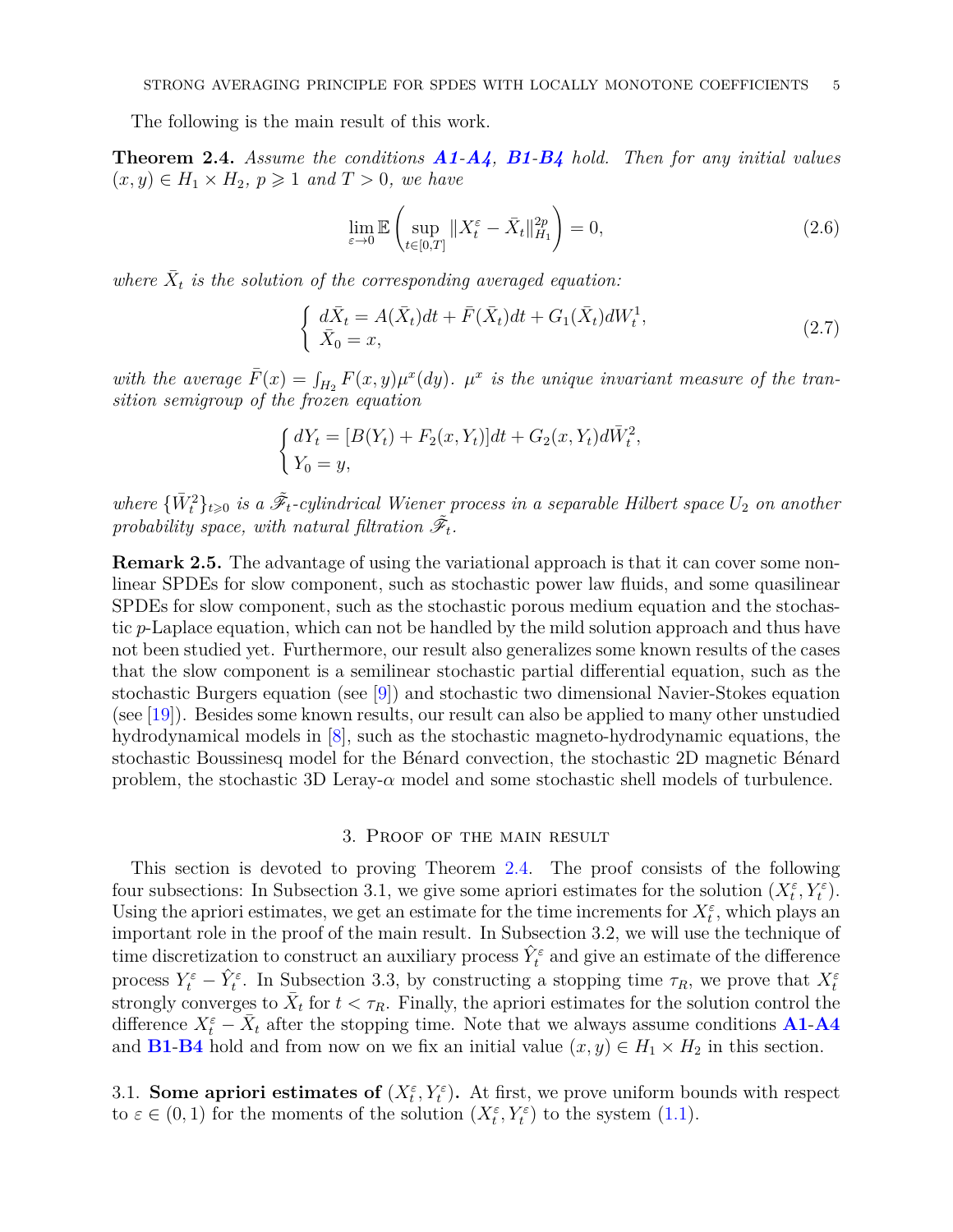The following is the main result of this work.

**Theorem 2.4.** *Assume the conditions **A1**-**A4**, **B1**-**B4** hold. Then for any initial values $(x,y)\in H_1\times H_2$, $p\geqslant 1$ and $T>0$, we have*

$$\lim_{\varepsilon\to 0}\mathbb{E}\left(\sup_{t\in[0,T]}\|X_t^\varepsilon-\bar{X}_t\|_{H_1}^{2p}\right)=0, \tag{2.6}$$

*where $\bar{X}_t$ is the solution of the corresponding averaged equation:*

$$\left\{\begin{array}{l} d\bar{X}_t=A(\bar{X}_t)dt+\bar{F}(\bar{X}_t)dt+G_1(\bar{X}_t)dW_t^1,\\ \bar{X}_0=x, \end{array}\right. \tag{2.7}$$

*with the average $\bar{F}(x)=\int_{H_2}F(x,y)\mu^x(dy)$. $\mu^x$ is the unique invariant measure of the transition semigroup of the frozen equation*

$$\begin{cases} dY_t=[B(Y_t)+F_2(x,Y_t)]dt+G_2(x,Y_t)d\bar{W}_t^2,\\ Y_0=y, \end{cases}$$

*where $\{\bar{W}_t^2\}_{t\geqslant 0}$ is a $\tilde{\mathscr{F}}_t$-cylindrical Wiener process in a separable Hilbert space $U_2$ on another probability space, with natural filtration $\tilde{\mathscr{F}}_t$.*

**Remark 2.5.** The advantage of using the variational approach is that it can cover some nonlinear SPDEs for slow component, such as stochastic power law fluids, and some quasilinear SPDEs for slow component, such as the stochastic porous medium equation and the stochastic $p$-Laplace equation, which can not be handled by the mild solution approach and thus have not been studied yet. Furthermore, our result also generalizes some known results of the cases that the slow component is a semilinear stochastic partial differential equation, such as the stochastic Burgers equation (see [9]) and stochastic two dimensional Navier-Stokes equation (see [19]). Besides some known results, our result can also be applied to many other unstudied hydrodynamical models in [8], such as the stochastic magneto-hydrodynamic equations, the stochastic Boussinesq model for the Bénard convection, the stochastic 2D magnetic Bénard problem, the stochastic 3D Leray-$\alpha$ model and some stochastic shell models of turbulence.

## 3. Proof of the main result

This section is devoted to proving Theorem 2.4. The proof consists of the following four subsections: In Subsection 3.1, we give some apriori estimates for the solution $(X_t^\varepsilon, Y_t^\varepsilon)$. Using the apriori estimates, we get an estimate for the time increments for $X_t^\varepsilon$, which plays an important role in the proof of the main result. In Subsection 3.2, we will use the technique of time discretization to construct an auxiliary process $\hat{Y}_t^\varepsilon$ and give an estimate of the difference process $Y_t^\varepsilon-\hat{Y}_t^\varepsilon$. In Subsection 3.3, by constructing a stopping time $\tau_R$, we prove that $X_t^\varepsilon$ strongly converges to $\bar{X}_t$ for $t<\tau_R$. Finally, the apriori estimates for the solution control the difference $X_t^\varepsilon-\bar{X}_t$ after the stopping time. Note that we always assume conditions **A1**-**A4** and **B1**-**B4** hold and from now on we fix an initial value $(x,y)\in H_1\times H_2$ in this section.

### 3.1. Some apriori estimates of $(X_t^\varepsilon, Y_t^\varepsilon)$.

At first, we prove uniform bounds with respect to $\varepsilon\in(0,1)$ for the moments of the solution $(X_t^\varepsilon, Y_t^\varepsilon)$ to the system (1.1).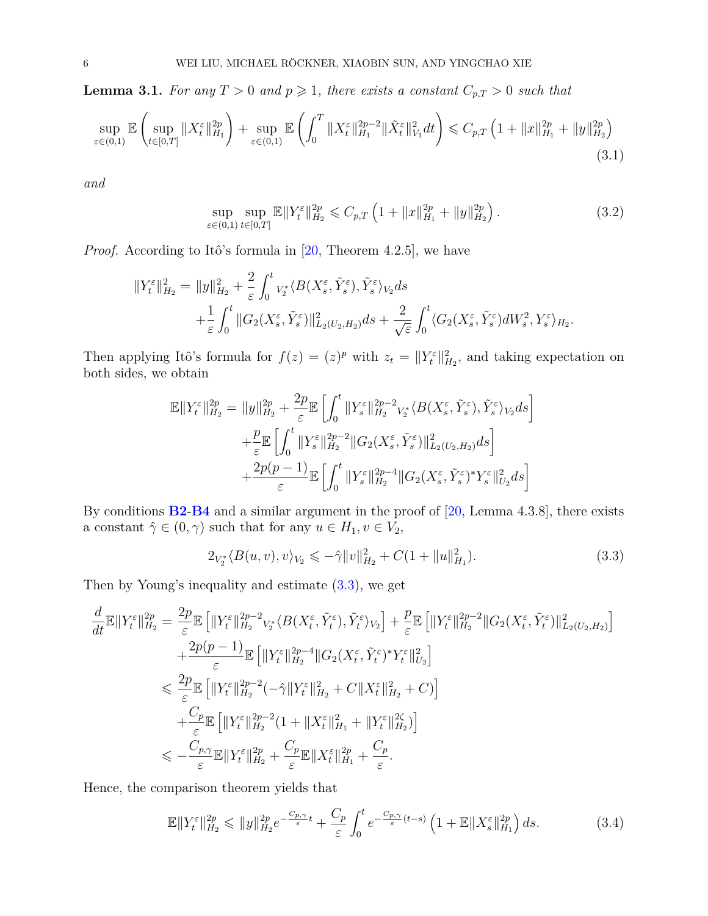**Lemma 3.1.** *For any $T>0$ and $p\geqslant 1$, there exists a constant $C_{p,T}>0$ such that*

$$\sup_{\varepsilon\in(0,1)}\mathbb{E}\left(\sup_{t\in[0,T]}\|X_t^{\varepsilon}\|_{H_1}^{2p}\right)+\sup_{\varepsilon\in(0,1)}\mathbb{E}\left(\int_0^T\|X_t^{\varepsilon}\|_{H_1}^{2p-2}\|\tilde{X}_t^{\varepsilon}\|_{V_1}^2dt\right)\leqslant C_{p,T}\left(1+\|x\|_{H_1}^{2p}+\|y\|_{H_2}^{2p}\right) \tag{3.1}$$

*and*

$$\sup_{\varepsilon\in(0,1)}\sup_{t\in[0,T]}\mathbb{E}\|Y_t^{\varepsilon}\|_{H_2}^{2p}\leqslant C_{p,T}\left(1+\|x\|_{H_1}^{2p}+\|y\|_{H_2}^{2p}\right). \tag{3.2}$$

*Proof.* According to Itô's formula in [20, Theorem 4.2.5], we have

$$\begin{aligned}\|Y_t^{\varepsilon}\|_{H_2}^2=&\|y\|_{H_2}^2+\frac{2}{\varepsilon}\int_0^t{}_{V_2^*}\langle B(X_s^{\varepsilon},\tilde{Y}_s^{\varepsilon}),\tilde{Y}_s^{\varepsilon}\rangle_{V_2}ds\\&+\frac{1}{\varepsilon}\int_0^t\|G_2(X_s^{\varepsilon},\tilde{Y}_s^{\varepsilon})\|_{L_2(U_2,H_2)}^2ds+\frac{2}{\sqrt{\varepsilon}}\int_0^t\langle G_2(X_s^{\varepsilon},\tilde{Y}_s^{\varepsilon})dW_s^2,Y_s^{\varepsilon}\rangle_{H_2}.\end{aligned}$$

Then applying Itô's formula for $f(z)=(z)^p$ with $z_t=\|Y_t^{\varepsilon}\|_{H_2}^2$, and taking expectation on both sides, we obtain

$$\begin{aligned}\mathbb{E}\|Y_t^{\varepsilon}\|_{H_2}^{2p}=&\|y\|_{H_2}^{2p}+\frac{2p}{\varepsilon}\mathbb{E}\left[\int_0^t\|Y_s^{\varepsilon}\|_{H_2}^{2p-2}{}_{V_2^*}\langle B(X_s^{\varepsilon},\tilde{Y}_s^{\varepsilon}),\tilde{Y}_s^{\varepsilon}\rangle_{V_2}ds\right]\\&+\frac{p}{\varepsilon}\mathbb{E}\left[\int_0^t\|Y_s^{\varepsilon}\|_{H_2}^{2p-2}\|G_2(X_s^{\varepsilon},\tilde{Y}_s^{\varepsilon})\|_{L_2(U_2,H_2)}^2ds\right]\\&+\frac{2p(p-1)}{\varepsilon}\mathbb{E}\left[\int_0^t\|Y_s^{\varepsilon}\|_{H_2}^{2p-4}\|G_2(X_s^{\varepsilon},\tilde{Y}_s^{\varepsilon})^*Y_s^{\varepsilon}\|_{U_2}^2ds\right]\end{aligned}$$

By conditions **B2-B4** and a similar argument in the proof of [20, Lemma 4.3.8], there exists a constant $\hat{\gamma}\in(0,\gamma)$ such that for any $u\in H_1, v\in V_2$,

$$2{}_{V_2^*}\langle B(u,v),v\rangle_{V_2}\leqslant-\hat{\gamma}\|v\|_{H_2}^2+C(1+\|u\|_{H_1}^2). \tag{3.3}$$

Then by Young's inequality and estimate (3.3), we get

$$\begin{aligned}\frac{d}{dt}\mathbb{E}\|Y_t^{\varepsilon}\|_{H_2}^{2p}=&\frac{2p}{\varepsilon}\mathbb{E}\left[\|Y_t^{\varepsilon}\|_{H_2}^{2p-2}{}_{V_2^*}\langle B(X_t^{\varepsilon},\tilde{Y}_t^{\varepsilon}),\tilde{Y}_t^{\varepsilon}\rangle_{V_2}\right]+\frac{p}{\varepsilon}\mathbb{E}\left[\|Y_t^{\varepsilon}\|_{H_2}^{2p-2}\|G_2(X_t^{\varepsilon},\tilde{Y}_t^{\varepsilon})\|_{L_2(U_2,H_2)}^2\right]\\&+\frac{2p(p-1)}{\varepsilon}\mathbb{E}\left[\|Y_t^{\varepsilon}\|_{H_2}^{2p-4}\|G_2(X_t^{\varepsilon},\tilde{Y}_t^{\varepsilon})^*Y_t^{\varepsilon}\|_{U_2}^2\right]\\\leqslant&\frac{2p}{\varepsilon}\mathbb{E}\left[\|Y_t^{\varepsilon}\|_{H_2}^{2p-2}(-\hat{\gamma}\|Y_t^{\varepsilon}\|_{H_2}^2+C\|X_t^{\varepsilon}\|_{H_2}^2+C)\right]\\&+\frac{C_p}{\varepsilon}\mathbb{E}\left[\|Y_t^{\varepsilon}\|_{H_2}^{2p-2}(1+\|X_t^{\varepsilon}\|_{H_1}^2+\|Y_t^{\varepsilon}\|_{H_2}^{2\zeta})\right]\\\leqslant&-\frac{C_{p,\gamma}}{\varepsilon}\mathbb{E}\|Y_t^{\varepsilon}\|_{H_2}^{2p}+\frac{C_p}{\varepsilon}\mathbb{E}\|X_t^{\varepsilon}\|_{H_1}^{2p}+\frac{C_p}{\varepsilon}.\end{aligned}$$

Hence, the comparison theorem yields that

$$\mathbb{E}\|Y_t^{\varepsilon}\|_{H_2}^{2p}\leqslant\|y\|_{H_2}^{2p}e^{-\frac{C_{p,\gamma}}{\varepsilon}t}+\frac{C_p}{\varepsilon}\int_0^te^{-\frac{C_{p,\gamma}}{\varepsilon}(t-s)}\left(1+\mathbb{E}\|X_s^{\varepsilon}\|_{H_1}^{2p}\right)ds. \tag{3.4}$$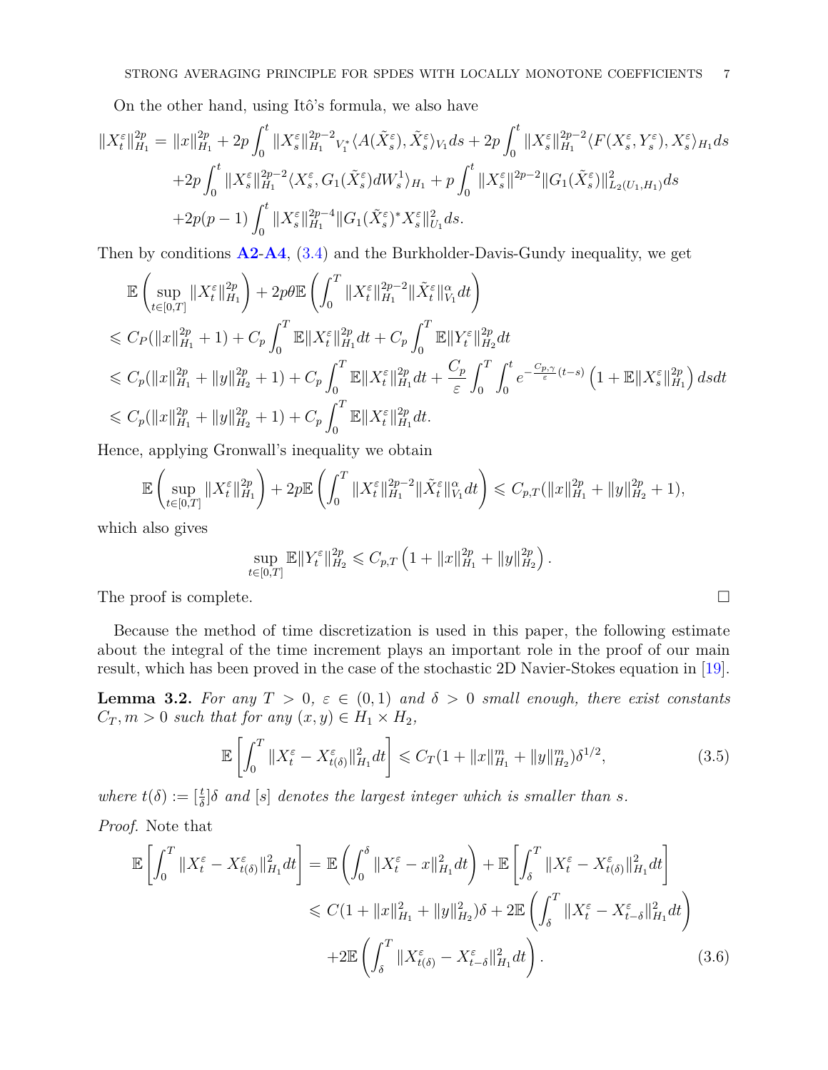On the other hand, using Itô's formula, we also have

$$
\begin{aligned}
\|X_t^\varepsilon\|_{H_1}^{2p} = \|x\|_{H_1}^{2p} &+ 2p\int_0^t \|X_s^\varepsilon\|_{H_1}^{2p-2} {}_{V_1^*}\langle A(\tilde{X}_s^\varepsilon), \tilde{X}_s^\varepsilon\rangle_{V_1} ds + 2p\int_0^t \|X_s^\varepsilon\|_{H_1}^{2p-2}\langle F(X_s^\varepsilon, Y_s^\varepsilon), X_s^\varepsilon\rangle_{H_1} ds \\
&+2p\int_0^t \|X_s^\varepsilon\|_{H_1}^{2p-2}\langle X_s^\varepsilon, G_1(\tilde{X}_s^\varepsilon)dW_s^1\rangle_{H_1} + p\int_0^t \|X_s^\varepsilon\|^{2p-2}\|G_1(\tilde{X}_s^\varepsilon)\|_{L_2(U_1,H_1)}^2 ds \\
&+2p(p-1)\int_0^t \|X_s^\varepsilon\|_{H_1}^{2p-4}\|G_1(\tilde{X}_s^\varepsilon)^* X_s^\varepsilon\|_{U_1}^2 ds.
\end{aligned}
$$

Then by conditions **A2**-**A4**, (3.4) and the Burkholder-Davis-Gundy inequality, we get

$$
\begin{aligned}
&\mathbb{E}\left(\sup_{t\in[0,T]}\|X_t^\varepsilon\|_{H_1}^{2p}\right) + 2p\theta\mathbb{E}\left(\int_0^T \|X_t^\varepsilon\|_{H_1}^{2p-2}\|\tilde{X}_t^\varepsilon\|_{V_1}^\alpha dt\right) \\
&\leqslant C_P(\|x\|_{H_1}^{2p}+1) + C_p\int_0^T \mathbb{E}\|X_t^\varepsilon\|_{H_1}^{2p}dt + C_p\int_0^T \mathbb{E}\|Y_t^\varepsilon\|_{H_2}^{2p}dt \\
&\leqslant C_p(\|x\|_{H_1}^{2p}+\|y\|_{H_2}^{2p}+1) + C_p\int_0^T \mathbb{E}\|X_t^\varepsilon\|_{H_1}^{2p}dt + \frac{C_p}{\varepsilon}\int_0^T\int_0^t e^{-\frac{C_{p,\gamma}}{\varepsilon}(t-s)}\left(1+\mathbb{E}\|X_s^\varepsilon\|_{H_1}^{2p}\right)dsdt \\
&\leqslant C_p(\|x\|_{H_1}^{2p}+\|y\|_{H_2}^{2p}+1) + C_p\int_0^T \mathbb{E}\|X_t^\varepsilon\|_{H_1}^{2p}dt.
\end{aligned}
$$

Hence, applying Gronwall's inequality we obtain

$$
\mathbb{E}\left(\sup_{t\in[0,T]}\|X_t^\varepsilon\|_{H_1}^{2p}\right) + 2p\mathbb{E}\left(\int_0^T \|X_t^\varepsilon\|_{H_1}^{2p-2}\|\tilde{X}_t^\varepsilon\|_{V_1}^\alpha dt\right) \leqslant C_{p,T}(\|x\|_{H_1}^{2p}+\|y\|_{H_2}^{2p}+1),
$$

which also gives

$$
\sup_{t\in[0,T]}\mathbb{E}\|Y_t^\varepsilon\|_{H_2}^{2p} \leqslant C_{p,T}\left(1+\|x\|_{H_1}^{2p}+\|y\|_{H_2}^{2p}\right).
$$

The proof is complete. □

Because the method of time discretization is used in this paper, the following estimate about the integral of the time increment plays an important role in the proof of our main result, which has been proved in the case of the stochastic 2D Navier-Stokes equation in [19].

**Lemma 3.2.** *For any $T>0$, $\varepsilon\in(0,1)$ and $\delta>0$ small enough, there exist constants $C_T, m>0$ such that for any $(x,y)\in H_1\times H_2$,*

$$
\mathbb{E}\left[\int_0^T \|X_t^\varepsilon - X_{t(\delta)}^\varepsilon\|_{H_1}^2 dt\right] \leqslant C_T(1+\|x\|_{H_1}^m+\|y\|_{H_2}^m)\delta^{1/2}, \tag{3.5}
$$

*where $t(\delta):=[\frac{t}{\delta}]\delta$ and $[s]$ denotes the largest integer which is smaller than $s$.*

*Proof.* Note that

$$
\begin{aligned}
\mathbb{E}\left[\int_0^T \|X_t^\varepsilon - X_{t(\delta)}^\varepsilon\|_{H_1}^2 dt\right] &= \mathbb{E}\left(\int_0^\delta \|X_t^\varepsilon - x\|_{H_1}^2 dt\right) + \mathbb{E}\left[\int_\delta^T \|X_t^\varepsilon - X_{t(\delta)}^\varepsilon\|_{H_1}^2 dt\right] \\
&\leqslant C(1+\|x\|_{H_1}^2+\|y\|_{H_2}^2)\delta + 2\mathbb{E}\left(\int_\delta^T \|X_t^\varepsilon - X_{t-\delta}^\varepsilon\|_{H_1}^2 dt\right) \\
&\quad+2\mathbb{E}\left(\int_\delta^T \|X_{t(\delta)}^\varepsilon - X_{t-\delta}^\varepsilon\|_{H_1}^2 dt\right).
\end{aligned} \tag{3.6}
$$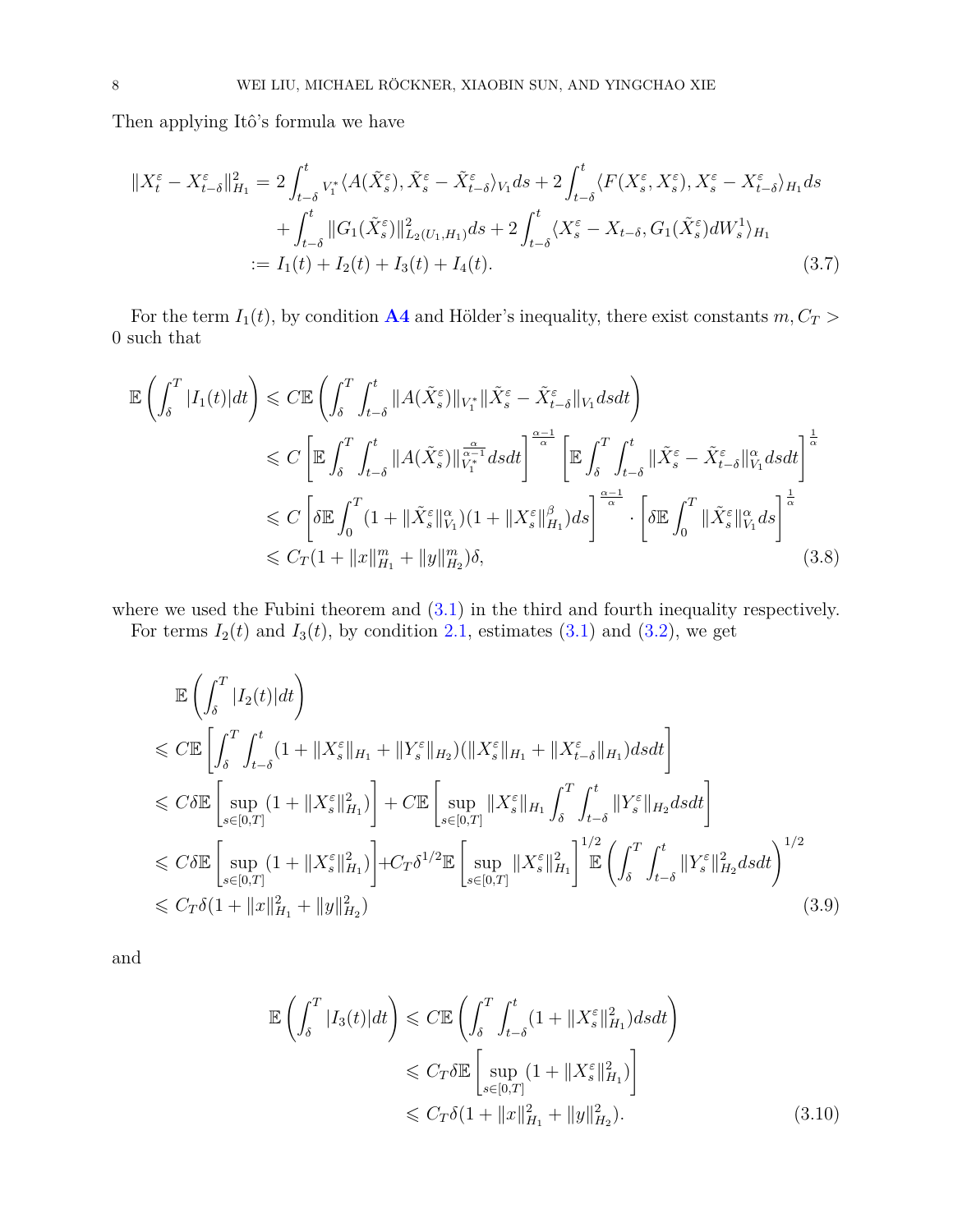Then applying Itô's formula we have

$$
\begin{aligned}
\|X_t^\varepsilon - X_{t-\delta}^\varepsilon\|_{H_1}^2 &= 2\int_{t-\delta}^t {}_{V_1^*}\langle A(\tilde{X}_s^\varepsilon), \tilde{X}_s^\varepsilon - \tilde{X}_{t-\delta}^\varepsilon\rangle_{V_1} ds + 2\int_{t-\delta}^t \langle F(X_s^\varepsilon, X_s^\varepsilon), X_s^\varepsilon - X_{t-\delta}^\varepsilon\rangle_{H_1} ds \\
&\quad + \int_{t-\delta}^t \|G_1(\tilde{X}_s^\varepsilon)\|_{L_2(U_1,H_1)}^2 ds + 2\int_{t-\delta}^t \langle X_s^\varepsilon - X_{t-\delta}, G_1(\tilde{X}_s^\varepsilon) dW_s^1\rangle_{H_1} \\
&:= I_1(t) + I_2(t) + I_3(t) + I_4(t).
\end{aligned} \tag{3.7}
$$

For the term $I_1(t)$, by condition **A4** and Hölder's inequality, there exist constants $m, C_T > 0$ such that

$$
\begin{aligned}
\mathbb{E}\left(\int_\delta^T |I_1(t)| dt\right) &\leqslant C\mathbb{E}\left(\int_\delta^T \int_{t-\delta}^t \|A(\tilde{X}_s^\varepsilon)\|_{V_1^*} \|\tilde{X}_s^\varepsilon - \tilde{X}_{t-\delta}^\varepsilon\|_{V_1} ds dt\right) \\
&\leqslant C\left[\mathbb{E}\int_\delta^T \int_{t-\delta}^t \|A(\tilde{X}_s^\varepsilon)\|_{V_1^*}^{\frac{\alpha}{\alpha-1}} ds dt\right]^{\frac{\alpha-1}{\alpha}} \left[\mathbb{E}\int_\delta^T \int_{t-\delta}^t \|\tilde{X}_s^\varepsilon - \tilde{X}_{t-\delta}^\varepsilon\|_{V_1}^\alpha ds dt\right]^{\frac{1}{\alpha}} \\
&\leqslant C\left[\delta\mathbb{E}\int_0^T (1 + \|\tilde{X}_s^\varepsilon\|_{V_1}^\alpha)(1 + \|X_s^\varepsilon\|_{H_1}^\beta) ds\right]^{\frac{\alpha-1}{\alpha}} \cdot \left[\delta\mathbb{E}\int_0^T \|\tilde{X}_s^\varepsilon\|_{V_1}^\alpha ds\right]^{\frac{1}{\alpha}} \\
&\leqslant C_T(1 + \|x\|_{H_1}^m + \|y\|_{H_2}^m)\delta,
\end{aligned} \tag{3.8}
$$

where we used the Fubini theorem and (3.1) in the third and fourth inequality respectively.

For terms $I_2(t)$ and $I_3(t)$, by condition 2.1, estimates (3.1) and (3.2), we get

$$
\begin{aligned}
&\mathbb{E}\left(\int_\delta^T |I_2(t)| dt\right) \\
&\leqslant C\mathbb{E}\left[\int_\delta^T \int_{t-\delta}^t (1 + \|X_s^\varepsilon\|_{H_1} + \|Y_s^\varepsilon\|_{H_2})(\|X_s^\varepsilon\|_{H_1} + \|X_{t-\delta}^\varepsilon\|_{H_1}) ds dt\right] \\
&\leqslant C\delta\mathbb{E}\left[\sup_{s\in[0,T]}(1 + \|X_s^\varepsilon\|_{H_1}^2)\right] + C\mathbb{E}\left[\sup_{s\in[0,T]}\|X_s^\varepsilon\|_{H_1} \int_\delta^T \int_{t-\delta}^t \|Y_s^\varepsilon\|_{H_2} ds dt\right] \\
&\leqslant C\delta\mathbb{E}\left[\sup_{s\in[0,T]}(1 + \|X_s^\varepsilon\|_{H_1}^2)\right] + C_T\delta^{1/2}\mathbb{E}\left[\sup_{s\in[0,T]}\|X_s^\varepsilon\|_{H_1}^2\right]^{1/2} \mathbb{E}\left(\int_\delta^T \int_{t-\delta}^t \|Y_s^\varepsilon\|_{H_2}^2 ds dt\right)^{1/2} \\
&\leqslant C_T\delta(1 + \|x\|_{H_1}^2 + \|y\|_{H_2}^2)
\end{aligned} \tag{3.9}
$$

and

$$
\begin{aligned}
\mathbb{E}\left(\int_\delta^T |I_3(t)| dt\right) &\leqslant C\mathbb{E}\left(\int_\delta^T \int_{t-\delta}^t (1 + \|X_s^\varepsilon\|_{H_1}^2) ds dt\right) \\
&\leqslant C_T\delta\mathbb{E}\left[\sup_{s\in[0,T]}(1 + \|X_s^\varepsilon\|_{H_1}^2)\right] \\
&\leqslant C_T\delta(1 + \|x\|_{H_1}^2 + \|y\|_{H_2}^2).
\end{aligned} \tag{3.10}
$$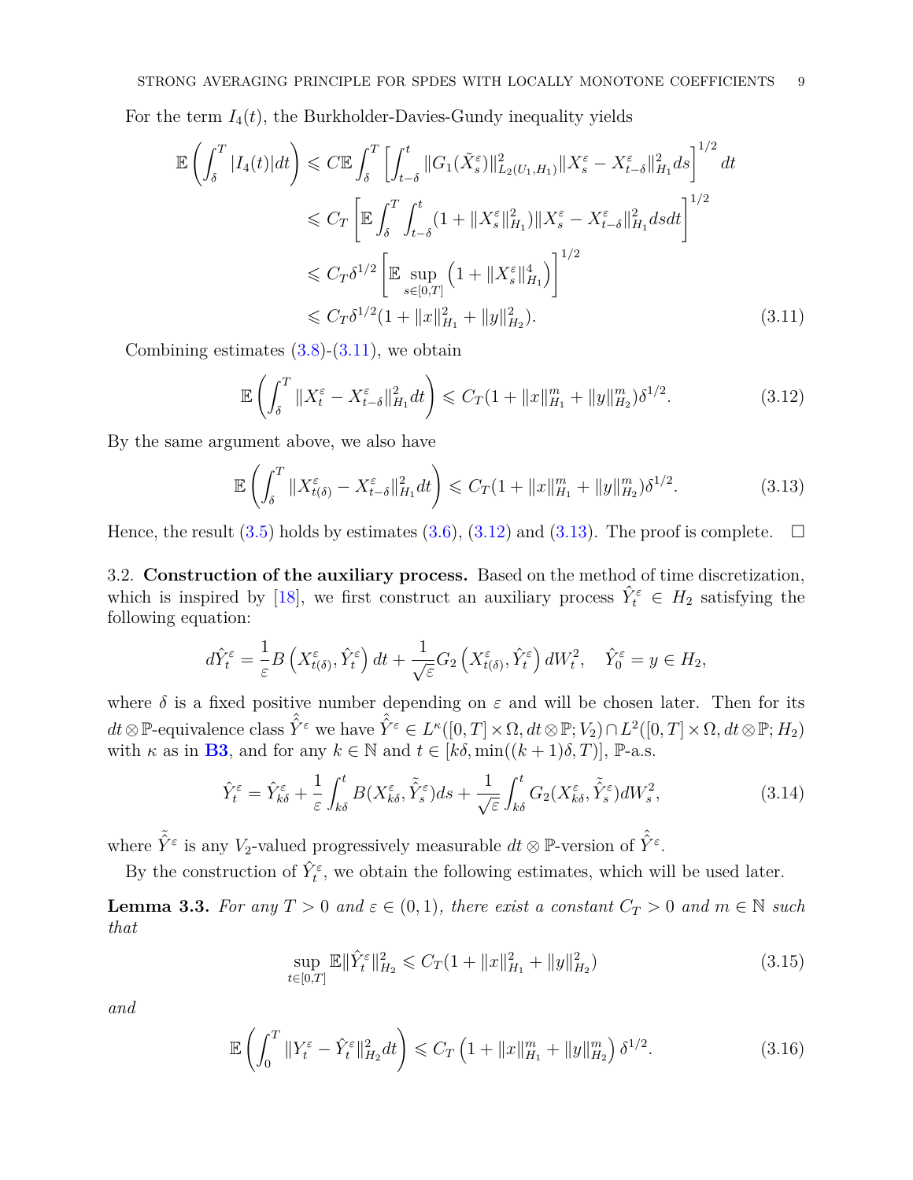For the term $I_4(t)$, the Burkholder-Davies-Gundy inequality yields

$$
\begin{aligned}
\mathbb{E}\left(\int_\delta^T |I_4(t)|dt\right) &\leqslant C\mathbb{E}\int_\delta^T \left[\int_{t-\delta}^t \|G_1(\tilde{X}_s^\varepsilon)\|^2_{L_2(U_1,H_1)}\|X_s^\varepsilon - X_{t-\delta}^\varepsilon\|^2_{H_1}ds\right]^{1/2}dt \\
&\leqslant C_T\left[\mathbb{E}\int_\delta^T\int_{t-\delta}^t (1+\|X_s^\varepsilon\|^2_{H_1})\|X_s^\varepsilon - X_{t-\delta}^\varepsilon\|^2_{H_1}dsdt\right]^{1/2} \\
&\leqslant C_T\delta^{1/2}\left[\mathbb{E}\sup_{s\in[0,T]}\left(1+\|X_s^\varepsilon\|^4_{H_1}\right)\right]^{1/2} \\
&\leqslant C_T\delta^{1/2}(1+\|x\|^2_{H_1}+\|y\|^2_{H_2}).
\end{aligned} \tag{3.11}
$$

Combining estimates (3.8)-(3.11), we obtain

$$
\mathbb{E}\left(\int_\delta^T \|X_t^\varepsilon - X_{t-\delta}^\varepsilon\|^2_{H_1}dt\right) \leqslant C_T(1+\|x\|^m_{H_1}+\|y\|^m_{H_2})\delta^{1/2}. \tag{3.12}
$$

By the same argument above, we also have

$$
\mathbb{E}\left(\int_\delta^T \|X_{t(\delta)}^\varepsilon - X_{t-\delta}^\varepsilon\|^2_{H_1}dt\right) \leqslant C_T(1+\|x\|^m_{H_1}+\|y\|^m_{H_2})\delta^{1/2}. \tag{3.13}
$$

Hence, the result (3.5) holds by estimates (3.6), (3.12) and (3.13). The proof is complete. $\square$

3.2. **Construction of the auxiliary process.** Based on the method of time discretization, which is inspired by [18], we first construct an auxiliary process $\hat{Y}_t^\varepsilon \in H_2$ satisfying the following equation:

$$
d\hat{Y}_t^\varepsilon = \frac{1}{\varepsilon}B\left(X_{t(\delta)}^\varepsilon, \hat{Y}_t^\varepsilon\right)dt + \frac{1}{\sqrt{\varepsilon}}G_2\left(X_{t(\delta)}^\varepsilon, \hat{Y}_t^\varepsilon\right)dW_t^2, \quad \hat{Y}_0^\varepsilon = y \in H_2,
$$

where $\delta$ is a fixed positive number depending on $\varepsilon$ and will be chosen later. Then for its $dt\otimes\mathbb{P}$-equivalence class $\hat{\hat{Y}}^\varepsilon$ we have $\hat{\hat{Y}}^\varepsilon \in L^\kappa([0,T]\times\Omega, dt\otimes\mathbb{P}; V_2)\cap L^2([0,T]\times\Omega, dt\otimes\mathbb{P}; H_2)$ with $\kappa$ as in **B3**, and for any $k\in\mathbb{N}$ and $t\in[k\delta, \min((k+1)\delta, T)]$, $\mathbb{P}$-a.s.

$$
\hat{Y}_t^\varepsilon = \hat{Y}_{k\delta}^\varepsilon + \frac{1}{\varepsilon}\int_{k\delta}^t B(X_{k\delta}^\varepsilon, \tilde{\hat{Y}}_s^\varepsilon)ds + \frac{1}{\sqrt{\varepsilon}}\int_{k\delta}^t G_2(X_{k\delta}^\varepsilon, \tilde{\hat{Y}}_s^\varepsilon)dW_s^2, \tag{3.14}
$$

where $\tilde{\hat{Y}}^\varepsilon$ is any $V_2$-valued progressively measurable $dt\otimes\mathbb{P}$-version of $\hat{\hat{Y}}^\varepsilon$.

By the construction of $\hat{Y}_t^\varepsilon$, we obtain the following estimates, which will be used later.

**Lemma 3.3.** *For any $T>0$ and $\varepsilon\in(0,1)$, there exist a constant $C_T>0$ and $m\in\mathbb{N}$ such that*

$$
\sup_{t\in[0,T]}\mathbb{E}\|\hat{Y}_t^\varepsilon\|^2_{H_2} \leqslant C_T(1+\|x\|^2_{H_1}+\|y\|^2_{H_2}) \tag{3.15}
$$

*and*

$$
\mathbb{E}\left(\int_0^T \|Y_t^\varepsilon - \hat{Y}_t^\varepsilon\|^2_{H_2}dt\right) \leqslant C_T\left(1+\|x\|^m_{H_1}+\|y\|^m_{H_2}\right)\delta^{1/2}. \tag{3.16}
$$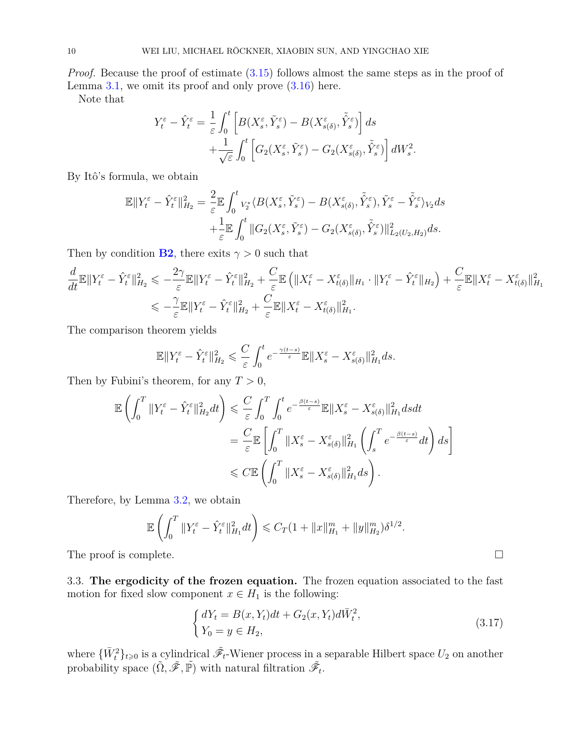*Proof.* Because the proof of estimate (3.15) follows almost the same steps as in the proof of Lemma 3.1, we omit its proof and only prove (3.16) here.

Note that

$$
\begin{aligned}
Y_t^\varepsilon - \hat{Y}_t^\varepsilon = &\frac{1}{\varepsilon}\int_0^t \left[B(X_s^\varepsilon, \tilde{Y}_s^\varepsilon) - B(X_{s(\delta)}^\varepsilon, \tilde{\hat{Y}}_s^\varepsilon)\right] ds \\
&+\frac{1}{\sqrt{\varepsilon}}\int_0^t \left[G_2(X_s^\varepsilon, \tilde{Y}_s^\varepsilon) - G_2(X_{s(\delta)}^\varepsilon, \tilde{\hat{Y}}_s^\varepsilon)\right] dW_s^2.
\end{aligned}
$$

By Itô's formula, we obtain

$$
\begin{aligned}
\mathbb{E}\|Y_t^\varepsilon - \hat{Y}_t^\varepsilon\|_{H_2}^2 = &\frac{2}{\varepsilon}\mathbb{E}\int_0^t {}_{V_2^*}\langle B(X_s^\varepsilon, \tilde{Y}_s^\varepsilon) - B(X_{s(\delta)}^\varepsilon, \tilde{\hat{Y}}_s^\varepsilon), \tilde{Y}_s^\varepsilon - \tilde{\hat{Y}}_s^\varepsilon\rangle_{V_2} ds \\
&+\frac{1}{\varepsilon}\mathbb{E}\int_0^t \|G_2(X_s^\varepsilon, \tilde{Y}_s^\varepsilon) - G_2(X_{s(\delta)}^\varepsilon, \tilde{\hat{Y}}_s^\varepsilon)\|_{L_2(U_2,H_2)}^2 ds.
\end{aligned}
$$

Then by condition **B2**, there exits $\gamma > 0$ such that

$$
\begin{aligned}
\frac{d}{dt}\mathbb{E}\|Y_t^\varepsilon - \hat{Y}_t^\varepsilon\|_{H_2}^2 \leqslant &-\frac{2\gamma}{\varepsilon}\mathbb{E}\|Y_t^\varepsilon - \hat{Y}_t^\varepsilon\|_{H_2}^2 + \frac{C}{\varepsilon}\mathbb{E}\left(\|X_t^\varepsilon - X_{t(\delta)}^\varepsilon\|_{H_1}\cdot\|Y_t^\varepsilon - \hat{Y}_t^\varepsilon\|_{H_2}\right) + \frac{C}{\varepsilon}\mathbb{E}\|X_t^\varepsilon - X_{t(\delta)}^\varepsilon\|_{H_1}^2 \\
\leqslant &-\frac{\gamma}{\varepsilon}\mathbb{E}\|Y_t^\varepsilon - \hat{Y}_t^\varepsilon\|_{H_2}^2 + \frac{C}{\varepsilon}\mathbb{E}\|X_t^\varepsilon - X_{t(\delta)}^\varepsilon\|_{H_1}^2.
\end{aligned}
$$

The comparison theorem yields

$$
\mathbb{E}\|Y_t^\varepsilon - \hat{Y}_t^\varepsilon\|_{H_2}^2 \leqslant \frac{C}{\varepsilon}\int_0^t e^{-\frac{\gamma(t-s)}{\varepsilon}}\mathbb{E}\|X_s^\varepsilon - X_{s(\delta)}^\varepsilon\|_{H_1}^2 ds.
$$

Then by Fubini's theorem, for any $T > 0$,

$$
\begin{aligned}
\mathbb{E}\left(\int_0^T \|Y_t^\varepsilon - \hat{Y}_t^\varepsilon\|_{H_2}^2 dt\right) \leqslant &\frac{C}{\varepsilon}\int_0^T\int_0^t e^{-\frac{\beta(t-s)}{\varepsilon}}\mathbb{E}\|X_s^\varepsilon - X_{s(\delta)}^\varepsilon\|_{H_1}^2 ds dt \\
= &\frac{C}{\varepsilon}\mathbb{E}\left[\int_0^T \|X_s^\varepsilon - X_{s(\delta)}^\varepsilon\|_{H_1}^2\left(\int_s^T e^{-\frac{\beta(t-s)}{\varepsilon}} dt\right) ds\right] \\
\leqslant &C\mathbb{E}\left(\int_0^T \|X_s^\varepsilon - X_{s(\delta)}^\varepsilon\|_{H_1}^2 ds\right).
\end{aligned}
$$

Therefore, by Lemma 3.2, we obtain

$$
\mathbb{E}\left(\int_0^T \|Y_t^\varepsilon - \hat{Y}_t^\varepsilon\|_{H_1}^2 dt\right) \leqslant C_T(1 + \|x\|_{H_1}^m + \|y\|_{H_2}^m)\delta^{1/2}.
$$

The proof is complete. $\square$

### 3.3. The ergodicity of the frozen equation.

The frozen equation associated to the fast motion for fixed slow component $x \in H_1$ is the following:

$$
\begin{cases}
dY_t = B(x, Y_t)dt + G_2(x, Y_t)d\bar{W}_t^2, \\
Y_0 = y \in H_2,
\end{cases}
\tag{3.17}
$$

where $\{\bar{W}_t^2\}_{t\geqslant 0}$ is a cylindrical $\tilde{\mathscr{F}}_t$-Wiener process in a separable Hilbert space $U_2$ on another probability space $(\tilde{\Omega}, \tilde{\mathscr{F}}, \tilde{\mathbb{P}})$ with natural filtration $\tilde{\mathscr{F}}_t$.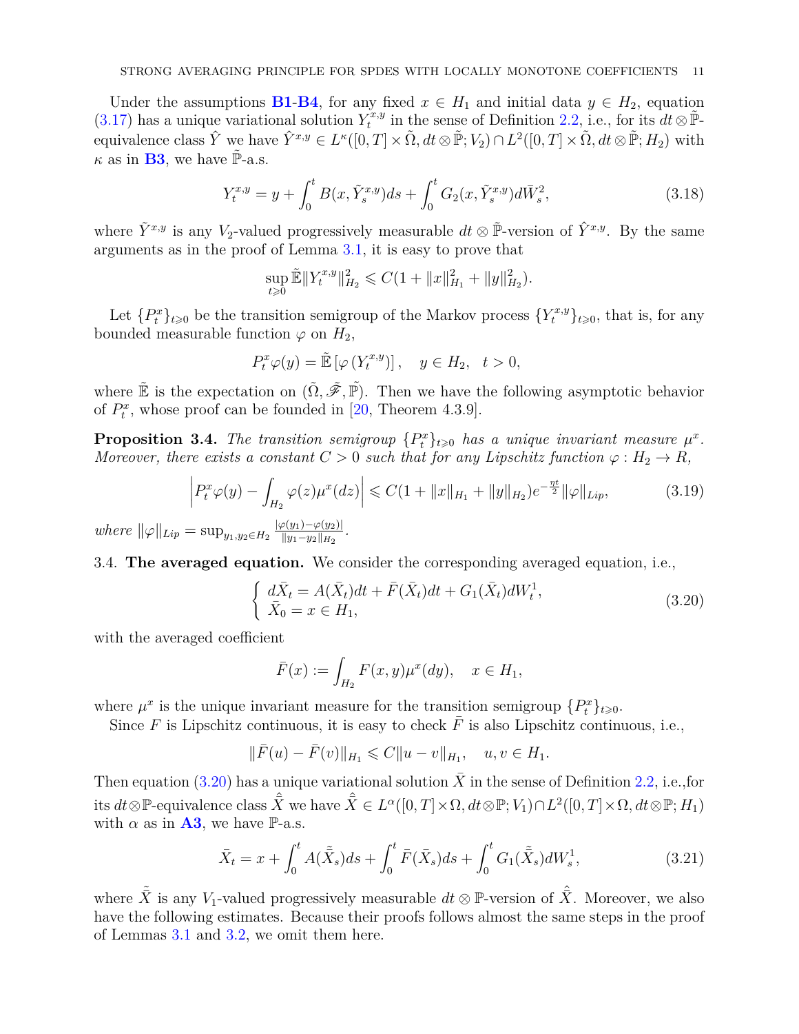Under the assumptions **B1**-**B4**, for any fixed $x \in H_1$ and initial data $y \in H_2$, equation (3.17) has a unique variational solution $Y_t^{x,y}$ in the sense of Definition 2.2, i.e., for its $dt \otimes \tilde{\mathbb{P}}$-equivalence class $\hat{Y}$ we have $\hat{Y}^{x,y} \in L^\kappa([0,T] \times \tilde{\Omega}, dt \otimes \tilde{\mathbb{P}}; V_2) \cap L^2([0,T] \times \tilde{\Omega}, dt \otimes \tilde{\mathbb{P}}; H_2)$ with $\kappa$ as in **B3**, we have $\tilde{\mathbb{P}}$-a.s.

$$Y_t^{x,y} = y + \int_0^t B(x, \tilde{Y}_s^{x,y})ds + \int_0^t G_2(x, \tilde{Y}_s^{x,y})d\bar{W}_s^2, \tag{3.18}$$

where $\tilde{Y}^{x,y}$ is any $V_2$-valued progressively measurable $dt \otimes \tilde{\mathbb{P}}$-version of $\hat{Y}^{x,y}$. By the same arguments as in the proof of Lemma 3.1, it is easy to prove that

$$\sup_{t \geqslant 0} \tilde{\mathbb{E}} \|Y_t^{x,y}\|_{H_2}^2 \leqslant C(1 + \|x\|_{H_1}^2 + \|y\|_{H_2}^2).$$

Let $\{P_t^x\}_{t \geqslant 0}$ be the transition semigroup of the Markov process $\{Y_t^{x,y}\}_{t \geqslant 0}$, that is, for any bounded measurable function $\varphi$ on $H_2$,

$$P_t^x \varphi(y) = \tilde{\mathbb{E}} \left[\varphi\left(Y_t^{x,y}\right)\right], \quad y \in H_2, \quad t > 0,$$

where $\tilde{\mathbb{E}}$ is the expectation on $(\tilde{\Omega}, \tilde{\mathscr{F}}, \tilde{\mathbb{P}})$. Then we have the following asymptotic behavior of $P_t^x$, whose proof can be founded in [20, Theorem 4.3.9].

**Proposition 3.4.** *The transition semigroup $\{P_t^x\}_{t \geqslant 0}$ has a unique invariant measure $\mu^x$. Moreover, there exists a constant $C > 0$ such that for any Lipschitz function $\varphi : H_2 \to R$,*

$$\left| P_t^x \varphi(y) - \int_{H_2} \varphi(z) \mu^x(dz) \right| \leqslant C(1 + \|x\|_{H_1} + \|y\|_{H_2}) e^{-\frac{\eta t}{2}} \|\varphi\|_{Lip}, \tag{3.19}$$

*where* $\|\varphi\|_{Lip} = \sup_{y_1, y_2 \in H_2} \frac{|\varphi(y_1) - \varphi(y_2)|}{\|y_1 - y_2\|_{H_2}}$.

3.4. **The averaged equation.** We consider the corresponding averaged equation, i.e.,

$$\begin{cases} d\bar{X}_t = A(\bar{X}_t)dt + \bar{F}(\bar{X}_t)dt + G_1(\bar{X}_t)dW_t^1, \\ \bar{X}_0 = x \in H_1, \end{cases} \tag{3.20}$$

with the averaged coefficient

$$\bar{F}(x) := \int_{H_2} F(x, y) \mu^x(dy), \quad x \in H_1,$$

where $\mu^x$ is the unique invariant measure for the transition semigroup $\{P_t^x\}_{t \geqslant 0}$.

Since $F$ is Lipschitz continuous, it is easy to check $\bar{F}$ is also Lipschitz continuous, i.e.,

$$\|\bar{F}(u) - \bar{F}(v)\|_{H_1} \leqslant C\|u - v\|_{H_1}, \quad u, v \in H_1.$$

Then equation (3.20) has a unique variational solution $\bar{X}$ in the sense of Definition 2.2, i.e.,for its $dt \otimes \mathbb{P}$-equivalence class $\hat{\bar{X}}$ we have $\hat{\bar{X}} \in L^\alpha([0,T] \times \Omega, dt \otimes \mathbb{P}; V_1) \cap L^2([0,T] \times \Omega, dt \otimes \mathbb{P}; H_1)$ with $\alpha$ as in **A3**, we have $\mathbb{P}$-a.s.

$$\bar{X}_t = x + \int_0^t A(\tilde{\bar{X}}_s)ds + \int_0^t \bar{F}(\bar{X}_s)ds + \int_0^t G_1(\tilde{\bar{X}}_s)dW_s^1, \tag{3.21}$$

where $\tilde{\bar{X}}$ is any $V_1$-valued progressively measurable $dt \otimes \mathbb{P}$-version of $\hat{\bar{X}}$. Moreover, we also have the following estimates. Because their proofs follows almost the same steps in the proof of Lemmas 3.1 and 3.2, we omit them here.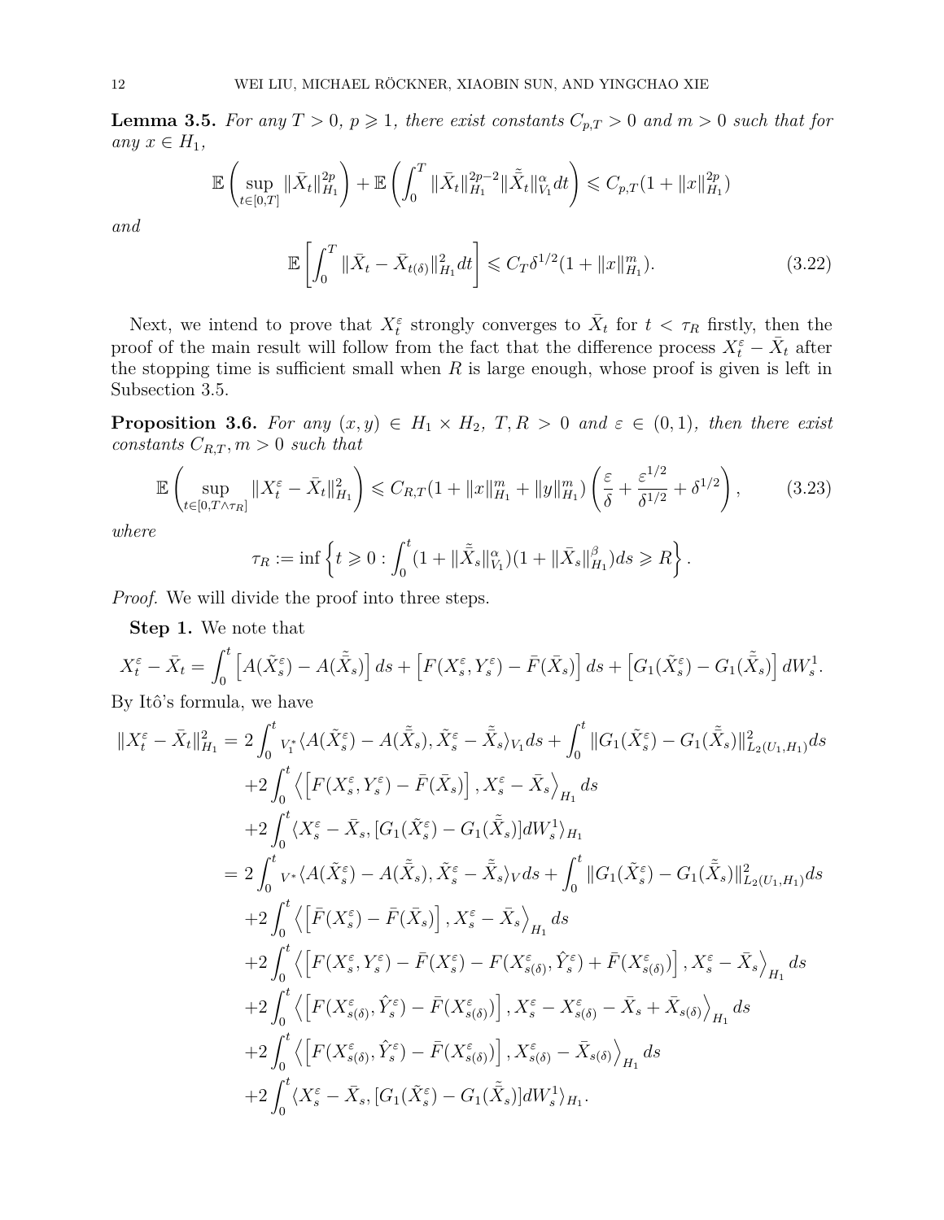**Lemma 3.5.** *For any $T > 0$, $p \geqslant 1$, there exist constants $C_{p,T} > 0$ and $m > 0$ such that for any $x \in H_1$,*

$$\mathbb{E}\left(\sup_{t\in[0,T]}\|\bar{X}_t\|_{H_1}^{2p}\right) + \mathbb{E}\left(\int_0^T \|\bar{X}_t\|_{H_1}^{2p-2}\|\tilde{\bar{X}}_t\|_{V_1}^{\alpha}dt\right) \leqslant C_{p,T}(1+\|x\|_{H_1}^{2p})$$

*and*

$$\mathbb{E}\left[\int_0^T \|\bar{X}_t - \bar{X}_{t(\delta)}\|_{H_1}^2 dt\right] \leqslant C_T\delta^{1/2}(1+\|x\|_{H_1}^m). \tag{3.22}$$

Next, we intend to prove that $X_t^\varepsilon$ strongly converges to $\bar{X}_t$ for $t < \tau_R$ firstly, then the proof of the main result will follow from the fact that the difference process $X_t^\varepsilon - \bar{X}_t$ after the stopping time is sufficient small when $R$ is large enough, whose proof is given is left in Subsection 3.5.

**Proposition 3.6.** *For any $(x, y) \in H_1 \times H_2$, $T, R > 0$ and $\varepsilon \in (0, 1)$, then there exist constants $C_{R,T}, m > 0$ such that*

$$\mathbb{E}\left(\sup_{t\in[0,T\wedge\tau_R]}\|X_t^\varepsilon - \bar{X}_t\|_{H_1}^2\right) \leqslant C_{R,T}(1+\|x\|_{H_1}^m + \|y\|_{H_1}^m)\left(\frac{\varepsilon}{\delta} + \frac{\varepsilon^{1/2}}{\delta^{1/2}} + \delta^{1/2}\right), \tag{3.23}$$

*where*

$$\tau_R := \inf\left\{t \geqslant 0 : \int_0^t (1+\|\tilde{\bar{X}}_s\|_{V_1}^{\alpha})(1+\|\bar{X}_s\|_{H_1}^{\beta})ds \geqslant R\right\}.$$

*Proof.* We will divide the proof into three steps.

**Step 1.** We note that

$$X_t^\varepsilon - \bar{X}_t = \int_0^t \left[A(\tilde{X}_s^\varepsilon) - A(\tilde{\bar{X}}_s)\right]ds + \left[F(X_s^\varepsilon, Y_s^\varepsilon) - \bar{F}(\bar{X}_s)\right]ds + \left[G_1(\tilde{X}_s^\varepsilon) - G_1(\tilde{\bar{X}}_s)\right]dW_s^1.$$

By Itô's formula, we have

$$\begin{aligned}
\|X_t^\varepsilon - \bar{X}_t\|_{H_1}^2 =\ & 2\int_0^t {}_{V_1^*}\langle A(\tilde{X}_s^\varepsilon) - A(\tilde{\bar{X}}_s), \tilde{X}_s^\varepsilon - \tilde{\bar{X}}_s\rangle_{V_1}ds + \int_0^t \|G_1(\tilde{X}_s^\varepsilon) - G_1(\tilde{\bar{X}}_s)\|_{L_2(U_1,H_1)}^2 ds \\
& + 2\int_0^t \left\langle \left[F(X_s^\varepsilon, Y_s^\varepsilon) - \bar{F}(\bar{X}_s)\right], X_s^\varepsilon - \bar{X}_s\right\rangle_{H_1} ds \\
& + 2\int_0^t \langle X_s^\varepsilon - \bar{X}_s, [G_1(\tilde{X}_s^\varepsilon) - G_1(\tilde{\bar{X}}_s)]dW_s^1\rangle_{H_1} \\
=\ & 2\int_0^t {}_{V^*}\langle A(\tilde{X}_s^\varepsilon) - A(\tilde{\bar{X}}_s), \tilde{X}_s^\varepsilon - \tilde{\bar{X}}_s\rangle_V ds + \int_0^t \|G_1(\tilde{X}_s^\varepsilon) - G_1(\tilde{\bar{X}}_s)\|_{L_2(U_1,H_1)}^2 ds \\
& + 2\int_0^t \left\langle \left[\bar{F}(X_s^\varepsilon) - \bar{F}(\bar{X}_s)\right], X_s^\varepsilon - \bar{X}_s\right\rangle_{H_1} ds \\
& + 2\int_0^t \left\langle \left[F(X_s^\varepsilon, Y_s^\varepsilon) - \bar{F}(X_s^\varepsilon) - F(X_{s(\delta)}^\varepsilon, \hat{Y}_s^\varepsilon) + \bar{F}(X_{s(\delta)}^\varepsilon)\right], X_s^\varepsilon - \bar{X}_s\right\rangle_{H_1} ds \\
& + 2\int_0^t \left\langle \left[F(X_{s(\delta)}^\varepsilon, \hat{Y}_s^\varepsilon) - \bar{F}(X_{s(\delta)}^\varepsilon)\right], X_s^\varepsilon - X_{s(\delta)}^\varepsilon - \bar{X}_s + \bar{X}_{s(\delta)}\right\rangle_{H_1} ds \\
& + 2\int_0^t \left\langle \left[F(X_{s(\delta)}^\varepsilon, \hat{Y}_s^\varepsilon) - \bar{F}(X_{s(\delta)}^\varepsilon)\right], X_{s(\delta)}^\varepsilon - \bar{X}_{s(\delta)}\right\rangle_{H_1} ds \\
& + 2\int_0^t \langle X_s^\varepsilon - \bar{X}_s, [G_1(\tilde{X}_s^\varepsilon) - G_1(\tilde{\bar{X}}_s)]dW_s^1\rangle_{H_1}.
\end{aligned}$$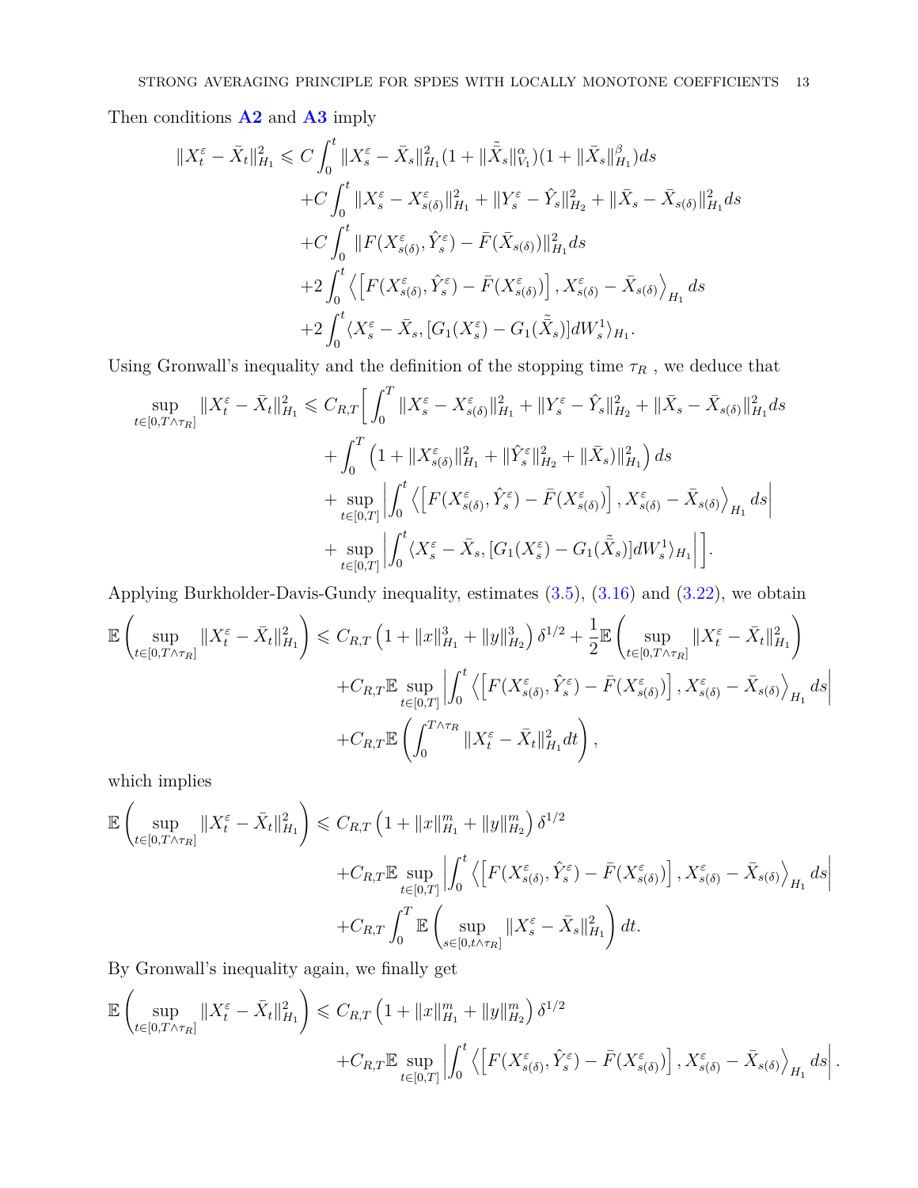Then conditions **A2** and **A3** imply

$$
\begin{aligned}
\|X^{\varepsilon}_t - \bar{X}_t\|^2_{H_1} \leqslant\ & C\int_0^t \|X^{\varepsilon}_s - \bar{X}_s\|^2_{H_1}(1+\|\tilde{\bar{X}}_s\|^{\alpha}_{V_1})(1+\|\bar{X}_s\|^{\beta}_{H_1})ds \\
&+C\int_0^t \|X^{\varepsilon}_s - X^{\varepsilon}_{s(\delta)}\|^2_{H_1} + \|Y^{\varepsilon}_s - \hat{Y}_s\|^2_{H_2} + \|\bar{X}_s - \bar{X}_{s(\delta)}\|^2_{H_1} ds \\
&+C\int_0^t \|F(X^{\varepsilon}_{s(\delta)}, \hat{Y}^{\varepsilon}_s) - \bar{F}(\bar{X}_{s(\delta)})\|^2_{H_1} ds \\
&+2\int_0^t \left\langle \left[F(X^{\varepsilon}_{s(\delta)}, \hat{Y}^{\varepsilon}_s) - \bar{F}(X^{\varepsilon}_{s(\delta)})\right], X^{\varepsilon}_{s(\delta)} - \bar{X}_{s(\delta)}\right\rangle_{H_1} ds \\
&+2\int_0^t \langle X^{\varepsilon}_s - \bar{X}_s, [G_1(X^{\varepsilon}_s) - G_1(\tilde{\bar{X}}_s)]dW^1_s\rangle_{H_1}.
\end{aligned}
$$

Using Gronwall's inequality and the definition of the stopping time $\tau_R$ , we deduce that

$$
\begin{aligned}
\sup_{t\in[0,T\wedge\tau_R]}\|X^{\varepsilon}_t - \bar{X}_t\|^2_{H_1} \leqslant\ & C_{R,T}\Big[\int_0^T \|X^{\varepsilon}_s - X^{\varepsilon}_{s(\delta)}\|^2_{H_1} + \|Y^{\varepsilon}_s - \hat{Y}_s\|^2_{H_2} + \|\bar{X}_s - \bar{X}_{s(\delta)}\|^2_{H_1} ds \\
&+\int_0^T \left(1+\|X^{\varepsilon}_{s(\delta)}\|^2_{H_1} + \|\hat{Y}^{\varepsilon}_s\|^2_{H_2} + \|\bar{X}_s)\|^2_{H_1}\right) ds \\
&+\sup_{t\in[0,T]}\left|\int_0^t \left\langle \left[F(X^{\varepsilon}_{s(\delta)}, \hat{Y}^{\varepsilon}_s) - \bar{F}(X^{\varepsilon}_{s(\delta)})\right], X^{\varepsilon}_{s(\delta)} - \bar{X}_{s(\delta)}\right\rangle_{H_1} ds\right| \\
&+\sup_{t\in[0,T]}\left|\int_0^t \langle X^{\varepsilon}_s - \bar{X}_s, [G_1(X^{\varepsilon}_s) - G_1(\tilde{\bar{X}}_s)]dW^1_s\rangle_{H_1}\right|\Big].
\end{aligned}
$$

Applying Burkholder-Davis-Gundy inequality, estimates (3.5), (3.16) and (3.22), we obtain

$$
\begin{aligned}
\mathbb{E}\left(\sup_{t\in[0,T\wedge\tau_R]}\|X^{\varepsilon}_t - \bar{X}_t\|^2_{H_1}\right) \leqslant\ & C_{R,T}\left(1+\|x\|^3_{H_1}+\|y\|^3_{H_2}\right)\delta^{1/2} + \frac{1}{2}\mathbb{E}\left(\sup_{t\in[0,T\wedge\tau_R]}\|X^{\varepsilon}_t - \bar{X}_t\|^2_{H_1}\right) \\
&+C_{R,T}\mathbb{E}\sup_{t\in[0,T]}\left|\int_0^t \left\langle \left[F(X^{\varepsilon}_{s(\delta)}, \hat{Y}^{\varepsilon}_s) - \bar{F}(X^{\varepsilon}_{s(\delta)})\right], X^{\varepsilon}_{s(\delta)} - \bar{X}_{s(\delta)}\right\rangle_{H_1} ds\right| \\
&+C_{R,T}\mathbb{E}\left(\int_0^{T\wedge\tau_R}\|X^{\varepsilon}_t - \bar{X}_t\|^2_{H_1}dt\right),
\end{aligned}
$$

which implies

$$
\begin{aligned}
\mathbb{E}\left(\sup_{t\in[0,T\wedge\tau_R]}\|X^{\varepsilon}_t - \bar{X}_t\|^2_{H_1}\right) \leqslant\ & C_{R,T}\left(1+\|x\|^m_{H_1}+\|y\|^m_{H_2}\right)\delta^{1/2} \\
&+C_{R,T}\mathbb{E}\sup_{t\in[0,T]}\left|\int_0^t \left\langle \left[F(X^{\varepsilon}_{s(\delta)}, \hat{Y}^{\varepsilon}_s) - \bar{F}(X^{\varepsilon}_{s(\delta)})\right], X^{\varepsilon}_{s(\delta)} - \bar{X}_{s(\delta)}\right\rangle_{H_1} ds\right| \\
&+C_{R,T}\int_0^T \mathbb{E}\left(\sup_{s\in[0,t\wedge\tau_R]}\|X^{\varepsilon}_s - \bar{X}_s\|^2_{H_1}\right)dt.
\end{aligned}
$$

By Gronwall's inequality again, we finally get

$$
\begin{aligned}
\mathbb{E}\left(\sup_{t\in[0,T\wedge\tau_R]}\|X^{\varepsilon}_t - \bar{X}_t\|^2_{H_1}\right) \leqslant\ & C_{R,T}\left(1+\|x\|^m_{H_1}+\|y\|^m_{H_2}\right)\delta^{1/2} \\
&+C_{R,T}\mathbb{E}\sup_{t\in[0,T]}\left|\int_0^t \left\langle \left[F(X^{\varepsilon}_{s(\delta)}, \hat{Y}^{\varepsilon}_s) - \bar{F}(X^{\varepsilon}_{s(\delta)})\right], X^{\varepsilon}_{s(\delta)} - \bar{X}_{s(\delta)}\right\rangle_{H_1} ds\right|.
\end{aligned}
$$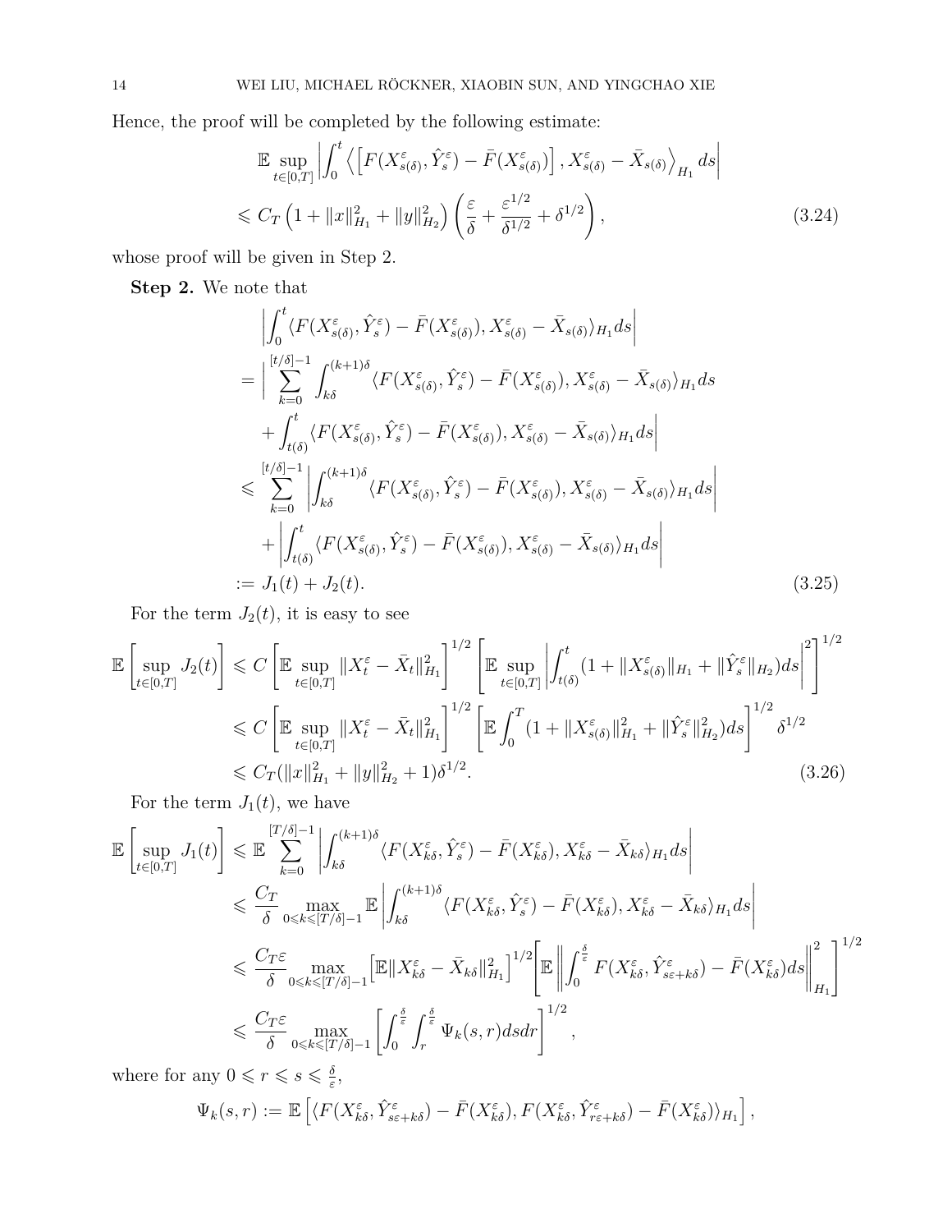Hence, the proof will be completed by the following estimate:

$$
\begin{aligned}
&\mathbb{E}\sup_{t\in[0,T]}\left|\int_0^t\left\langle\left[F(X^\varepsilon_{s(\delta)},\hat{Y}^\varepsilon_s)-\bar{F}(X^\varepsilon_{s(\delta)})\right],X^\varepsilon_{s(\delta)}-\bar{X}_{s(\delta)}\right\rangle_{H_1}ds\right|\\
\leqslant\; & C_T\left(1+\|x\|^2_{H_1}+\|y\|^2_{H_2}\right)\left(\frac{\varepsilon}{\delta}+\frac{\varepsilon^{1/2}}{\delta^{1/2}}+\delta^{1/2}\right),
\end{aligned}
\tag{3.24}
$$

whose proof will be given in Step 2.

**Step 2.** We note that

$$
\begin{aligned}
&\left|\int_0^t\langle F(X^\varepsilon_{s(\delta)},\hat{Y}^\varepsilon_s)-\bar{F}(X^\varepsilon_{s(\delta)}),X^\varepsilon_{s(\delta)}-\bar{X}_{s(\delta)}\rangle_{H_1}ds\right|\\
=\;&\Bigg|\sum_{k=0}^{[t/\delta]-1}\int_{k\delta}^{(k+1)\delta}\langle F(X^\varepsilon_{s(\delta)},\hat{Y}^\varepsilon_s)-\bar{F}(X^\varepsilon_{s(\delta)}),X^\varepsilon_{s(\delta)}-\bar{X}_{s(\delta)}\rangle_{H_1}ds\\
&+\int_{t(\delta)}^t\langle F(X^\varepsilon_{s(\delta)},\hat{Y}^\varepsilon_s)-\bar{F}(X^\varepsilon_{s(\delta)}),X^\varepsilon_{s(\delta)}-\bar{X}_{s(\delta)}\rangle_{H_1}ds\Bigg|\\
\leqslant\;&\sum_{k=0}^{[t/\delta]-1}\left|\int_{k\delta}^{(k+1)\delta}\langle F(X^\varepsilon_{s(\delta)},\hat{Y}^\varepsilon_s)-\bar{F}(X^\varepsilon_{s(\delta)}),X^\varepsilon_{s(\delta)}-\bar{X}_{s(\delta)}\rangle_{H_1}ds\right|\\
&+\left|\int_{t(\delta)}^t\langle F(X^\varepsilon_{s(\delta)},\hat{Y}^\varepsilon_s)-\bar{F}(X^\varepsilon_{s(\delta)}),X^\varepsilon_{s(\delta)}-\bar{X}_{s(\delta)}\rangle_{H_1}ds\right|\\
:=\;&J_1(t)+J_2(t).
\end{aligned}
\tag{3.25}
$$

For the term $J_2(t)$, it is easy to see

$$
\begin{aligned}
\mathbb{E}\left[\sup_{t\in[0,T]}J_2(t)\right]&\leqslant C\left[\mathbb{E}\sup_{t\in[0,T]}\|X^\varepsilon_t-\bar{X}_t\|^2_{H_1}\right]^{1/2}\left[\mathbb{E}\sup_{t\in[0,T]}\left|\int_{t(\delta)}^t(1+\|X^\varepsilon_{s(\delta)}\|_{H_1}+\|\hat{Y}^\varepsilon_s\|_{H_2})ds\right|^2\right]^{1/2}\\
&\leqslant C\left[\mathbb{E}\sup_{t\in[0,T]}\|X^\varepsilon_t-\bar{X}_t\|^2_{H_1}\right]^{1/2}\left[\mathbb{E}\int_0^T(1+\|X^\varepsilon_{s(\delta)}\|^2_{H_1}+\|\hat{Y}^\varepsilon_s\|^2_{H_2})ds\right]^{1/2}\delta^{1/2}\\
&\leqslant C_T(\|x\|^2_{H_1}+\|y\|^2_{H_2}+1)\delta^{1/2}.
\end{aligned}
\tag{3.26}
$$

For the term $J_1(t)$, we have

$$
\begin{aligned}
\mathbb{E}\left[\sup_{t\in[0,T]}J_1(t)\right]&\leqslant\mathbb{E}\sum_{k=0}^{[T/\delta]-1}\left|\int_{k\delta}^{(k+1)\delta}\langle F(X^\varepsilon_{k\delta},\hat{Y}^\varepsilon_s)-\bar{F}(X^\varepsilon_{k\delta}),X^\varepsilon_{k\delta}-\bar{X}_{k\delta}\rangle_{H_1}ds\right|\\
&\leqslant\frac{C_T}{\delta}\max_{0\leqslant k\leqslant[T/\delta]-1}\mathbb{E}\left|\int_{k\delta}^{(k+1)\delta}\langle F(X^\varepsilon_{k\delta},\hat{Y}^\varepsilon_s)-\bar{F}(X^\varepsilon_{k\delta}),X^\varepsilon_{k\delta}-\bar{X}_{k\delta}\rangle_{H_1}ds\right|\\
&\leqslant\frac{C_T\varepsilon}{\delta}\max_{0\leqslant k\leqslant[T/\delta]-1}\Big[\mathbb{E}\|X^\varepsilon_{k\delta}-\bar{X}_{k\delta}\|^2_{H_1}\Big]^{1/2}\left[\mathbb{E}\left\|\int_0^{\frac{\delta}{\varepsilon}}F(X^\varepsilon_{k\delta},\hat{Y}^\varepsilon_{s\varepsilon+k\delta})-\bar{F}(X^\varepsilon_{k\delta})ds\right\|^2_{H_1}\right]^{1/2}\\
&\leqslant\frac{C_T\varepsilon}{\delta}\max_{0\leqslant k\leqslant[T/\delta]-1}\left[\int_0^{\frac{\delta}{\varepsilon}}\int_r^{\frac{\delta}{\varepsilon}}\Psi_k(s,r)dsdr\right]^{1/2},
\end{aligned}
$$

where for any $0\leqslant r\leqslant s\leqslant\frac{\delta}{\varepsilon}$,

$$
\Psi_k(s,r):=\mathbb{E}\left[\langle F(X^\varepsilon_{k\delta},\hat{Y}^\varepsilon_{s\varepsilon+k\delta})-\bar{F}(X^\varepsilon_{k\delta}),F(X^\varepsilon_{k\delta},\hat{Y}^\varepsilon_{r\varepsilon+k\delta})-\bar{F}(X^\varepsilon_{k\delta})\rangle_{H_1}\right],
$$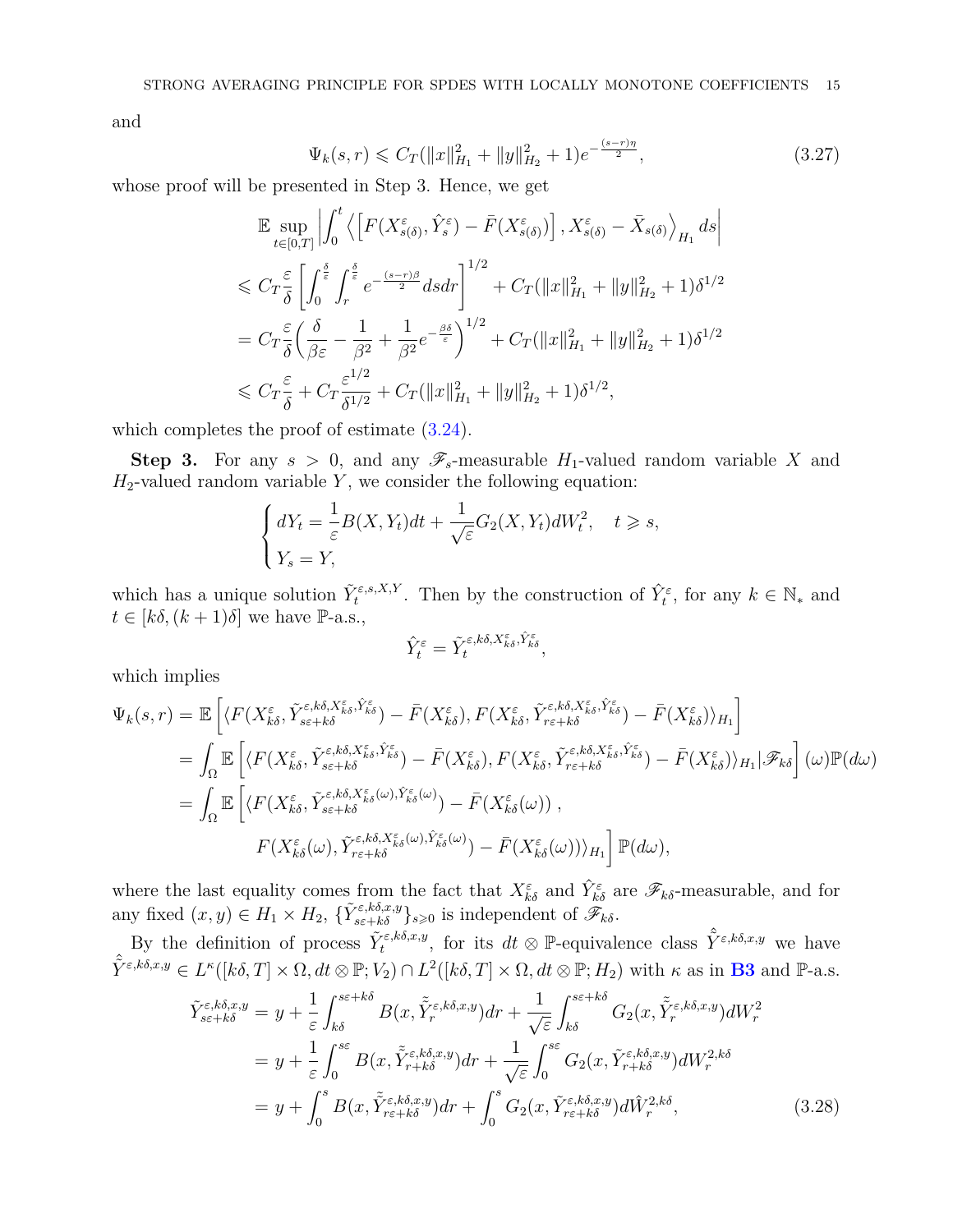and

$$
\Psi_k(s,r) \leqslant C_T(\|x\|_{H_1}^2 + \|y\|_{H_2}^2 + 1)e^{-\frac{(s-r)\eta}{2}}, \tag{3.27}
$$

whose proof will be presented in Step 3. Hence, we get

$$
\begin{aligned}
&\mathbb{E}\sup_{t\in[0,T]}\left|\int_0^t \left\langle \left[F(X^\varepsilon_{s(\delta)},\hat{Y}^\varepsilon_s) - \bar{F}(X^\varepsilon_{s(\delta)})\right], X^\varepsilon_{s(\delta)} - \bar{X}_{s(\delta)}\right\rangle_{H_1} ds\right| \\
&\leqslant C_T\frac{\varepsilon}{\delta}\left[\int_0^{\frac{\delta}{\varepsilon}}\int_r^{\frac{\delta}{\varepsilon}} e^{-\frac{(s-r)\beta}{2}} ds dr\right]^{1/2} + C_T(\|x\|_{H_1}^2 + \|y\|_{H_2}^2 + 1)\delta^{1/2} \\
&= C_T\frac{\varepsilon}{\delta}\left(\frac{\delta}{\beta\varepsilon} - \frac{1}{\beta^2} + \frac{1}{\beta^2}e^{-\frac{\beta\delta}{\varepsilon}}\right)^{1/2} + C_T(\|x\|_{H_1}^2 + \|y\|_{H_2}^2 + 1)\delta^{1/2} \\
&\leqslant C_T\frac{\varepsilon}{\delta} + C_T\frac{\varepsilon^{1/2}}{\delta^{1/2}} + C_T(\|x\|_{H_1}^2 + \|y\|_{H_2}^2 + 1)\delta^{1/2},
\end{aligned}
$$

which completes the proof of estimate (3.24).

**Step 3.** For any $s > 0$, and any $\mathscr{F}_s$-measurable $H_1$-valued random variable $X$ and $H_2$-valued random variable $Y$, we consider the following equation:

$$
\begin{cases}
dY_t = \dfrac{1}{\varepsilon}B(X,Y_t)dt + \dfrac{1}{\sqrt{\varepsilon}}G_2(X,Y_t)dW_t^2, \quad t \geqslant s, \\
Y_s = Y,
\end{cases}
$$

which has a unique solution $\tilde{Y}_t^{\varepsilon,s,X,Y}$. Then by the construction of $\hat{Y}_t^\varepsilon$, for any $k \in \mathbb{N}_*$ and $t \in [k\delta,(k+1)\delta]$ we have $\mathbb{P}$-a.s.,

$$
\hat{Y}_t^\varepsilon = \tilde{Y}_t^{\varepsilon,k\delta,X^\varepsilon_{k\delta},\hat{Y}^\varepsilon_{k\delta}},
$$

which implies

$$
\begin{aligned}
\Psi_k(s,r) &= \mathbb{E}\left[\langle F(X^\varepsilon_{k\delta},\tilde{Y}^{\varepsilon,k\delta,X^\varepsilon_{k\delta},\hat{Y}^\varepsilon_{k\delta}}_{s\varepsilon+k\delta}) - \bar{F}(X^\varepsilon_{k\delta}), F(X^\varepsilon_{k\delta},\tilde{Y}^{\varepsilon,k\delta,X^\varepsilon_{k\delta},\hat{Y}^\varepsilon_{k\delta}}_{r\varepsilon+k\delta}) - \bar{F}(X^\varepsilon_{k\delta})\rangle_{H_1}\right] \\
&= \int_\Omega \mathbb{E}\left[\langle F(X^\varepsilon_{k\delta},\tilde{Y}^{\varepsilon,k\delta,X^\varepsilon_{k\delta},\hat{Y}^\varepsilon_{k\delta}}_{s\varepsilon+k\delta}) - \bar{F}(X^\varepsilon_{k\delta}), F(X^\varepsilon_{k\delta},\tilde{Y}^{\varepsilon,k\delta,X^\varepsilon_{k\delta},\hat{Y}^\varepsilon_{k\delta}}_{r\varepsilon+k\delta}) - \bar{F}(X^\varepsilon_{k\delta})\rangle_{H_1}|\mathscr{F}_{k\delta}\right](\omega)\mathbb{P}(d\omega) \\
&= \int_\Omega \mathbb{E}\Big[\langle F(X^\varepsilon_{k\delta},\tilde{Y}^{\varepsilon,k\delta,X^\varepsilon_{k\delta}(\omega),\hat{Y}^\varepsilon_{k\delta}(\omega)}_{s\varepsilon+k\delta}) - \bar{F}(X^\varepsilon_{k\delta}(\omega))\,, \\
&\qquad F(X^\varepsilon_{k\delta}(\omega),\tilde{Y}^{\varepsilon,k\delta,X^\varepsilon_{k\delta}(\omega),\hat{Y}^\varepsilon_{k\delta}(\omega)}_{r\varepsilon+k\delta}) - \bar{F}(X^\varepsilon_{k\delta}(\omega))\rangle_{H_1}\Big]\mathbb{P}(d\omega),
\end{aligned}
$$

where the last equality comes from the fact that $X^\varepsilon_{k\delta}$ and $\hat{Y}^\varepsilon_{k\delta}$ are $\mathscr{F}_{k\delta}$-measurable, and for any fixed $(x,y) \in H_1 \times H_2$, $\{\tilde{Y}^{\varepsilon,k\delta,x,y}_{s\varepsilon+k\delta}\}_{s\geqslant 0}$ is independent of $\mathscr{F}_{k\delta}$.

By the definition of process $\tilde{Y}_t^{\varepsilon,k\delta,x,y}$, for its $dt\otimes\mathbb{P}$-equivalence class $\hat{\tilde{Y}}^{\varepsilon,k\delta,x,y}$ we have $\hat{\tilde{Y}}^{\varepsilon,k\delta,x,y} \in L^\kappa([k\delta,T]\times\Omega, dt\otimes\mathbb{P}; V_2) \cap L^2([k\delta,T]\times\Omega, dt\otimes\mathbb{P}; H_2)$ with $\kappa$ as in **B3** and $\mathbb{P}$-a.s.

$$
\begin{aligned}
\tilde{Y}^{\varepsilon,k\delta,x,y}_{s\varepsilon+k\delta} &= y + \frac{1}{\varepsilon}\int_{k\delta}^{s\varepsilon+k\delta} B(x,\hat{\tilde{Y}}_r^{\varepsilon,k\delta,x,y})dr + \frac{1}{\sqrt{\varepsilon}}\int_{k\delta}^{s\varepsilon+k\delta} G_2(x,\tilde{Y}_r^{\varepsilon,k\delta,x,y})dW_r^2 \\
&= y + \frac{1}{\varepsilon}\int_0^{s\varepsilon} B(x,\hat{\tilde{Y}}^{\varepsilon,k\delta,x,y}_{r+k\delta})dr + \frac{1}{\sqrt{\varepsilon}}\int_0^{s\varepsilon} G_2(x,\tilde{Y}^{\varepsilon,k\delta,x,y}_{r+k\delta})dW_r^{2,k\delta} \\
&= y + \int_0^s B(x,\hat{\tilde{Y}}^{\varepsilon,k\delta,x,y}_{r\varepsilon+k\delta})dr + \int_0^s G_2(x,\tilde{Y}^{\varepsilon,k\delta,x,y}_{r\varepsilon+k\delta})d\hat{W}_r^{2,k\delta},
\end{aligned} \tag{3.28}
$$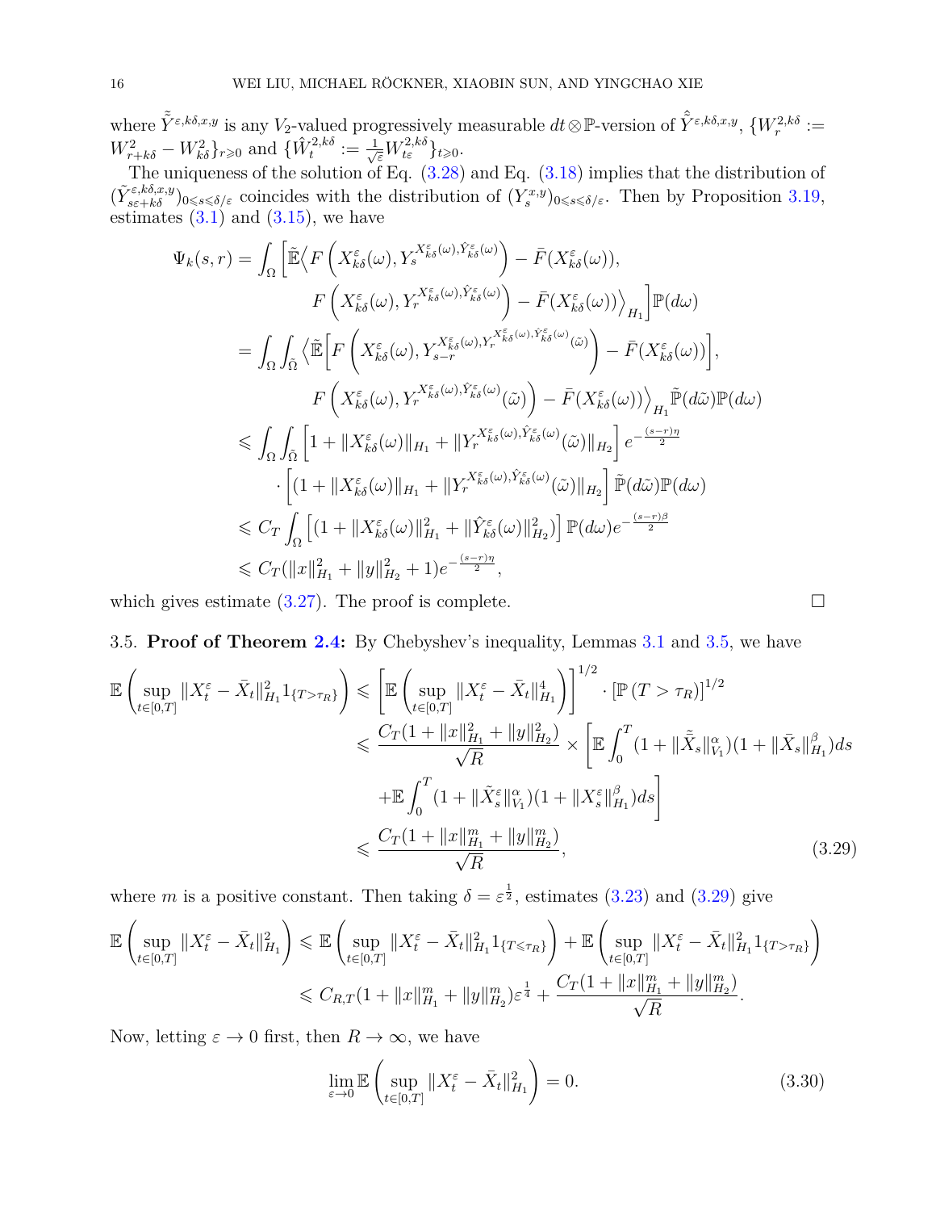where $\tilde{\hat{Y}}^{\varepsilon,k\delta,x,y}$ is any $V_2$-valued progressively measurable $dt\otimes\mathbb{P}$-version of $\hat{\hat{Y}}^{\varepsilon,k\delta,x,y}$, $\{W_r^{2,k\delta}:=W_{r+k\delta}^2-W_{k\delta}^2\}_{r\geqslant 0}$ and $\{\hat{W}_t^{2,k\delta}:=\frac{1}{\sqrt{\varepsilon}}W_{t\varepsilon}^{2,k\delta}\}_{t\geqslant 0}$.

The uniqueness of the solution of Eq. (3.28) and Eq. (3.18) implies that the distribution of $(\tilde{Y}^{\varepsilon,k\delta,x,y}_{s\varepsilon+k\delta})_{0\leqslant s\leqslant\delta/\varepsilon}$ coincides with the distribution of $(Y_s^{x,y})_{0\leqslant s\leqslant \delta/\varepsilon}$. Then by Proposition 3.19, estimates (3.1) and (3.15), we have

$$
\begin{aligned}
\Psi_k(s,r)=&\int_\Omega\Big[\tilde{\mathbb{E}}\Big\langle F\left(X^\varepsilon_{k\delta}(\omega),Y_s^{X^\varepsilon_{k\delta}(\omega),\hat{Y}^\varepsilon_{k\delta}(\omega)}\right)-\bar{F}(X^\varepsilon_{k\delta}(\omega)),\\
&\qquad F\left(X^\varepsilon_{k\delta}(\omega),Y_r^{X^\varepsilon_{k\delta}(\omega),\hat{Y}^\varepsilon_{k\delta}(\omega)}\right)-\bar{F}(X^\varepsilon_{k\delta}(\omega))\Big\rangle_{H_1}\Big]\mathbb{P}(d\omega)\\
=&\int_\Omega\int_{\tilde{\Omega}}\Big\langle\tilde{\mathbb{E}}\Big[F\left(X^\varepsilon_{k\delta}(\omega),Y_{s-r}^{X^\varepsilon_{k\delta}(\omega),Y_r^{X^\varepsilon_{k\delta}(\omega),\hat{Y}^\varepsilon_{k\delta}(\omega)}(\tilde{\omega})}\right)-\bar{F}(X^\varepsilon_{k\delta}(\omega))\Big],\\
&\qquad F\left(X^\varepsilon_{k\delta}(\omega),Y_r^{X^\varepsilon_{k\delta}(\omega),\hat{Y}^\varepsilon_{k\delta}(\omega)}(\tilde{\omega})\right)-\bar{F}(X^\varepsilon_{k\delta}(\omega))\Big\rangle_{H_1}\tilde{\mathbb{P}}(d\tilde{\omega})\mathbb{P}(d\omega)\\
\leqslant&\int_\Omega\int_{\tilde{\Omega}}\Big[1+\|X^\varepsilon_{k\delta}(\omega)\|_{H_1}+\|Y_r^{X^\varepsilon_{k\delta}(\omega),\hat{Y}^\varepsilon_{k\delta}(\omega)}(\tilde{\omega})\|_{H_2}\Big]e^{-\frac{(s-r)\eta}{2}}\\
&\qquad\cdot\Big[(1+\|X^\varepsilon_{k\delta}(\omega)\|_{H_1}+\|Y_r^{X^\varepsilon_{k\delta}(\omega),\hat{Y}^\varepsilon_{k\delta}(\omega)}(\tilde{\omega})\|_{H_2}\Big]\tilde{\mathbb{P}}(d\tilde{\omega})\mathbb{P}(d\omega)\\
\leqslant& C_T\int_\Omega\Big[(1+\|X^\varepsilon_{k\delta}(\omega)\|^2_{H_1}+\|\hat{Y}^\varepsilon_{k\delta}(\omega)\|^2_{H_2})\Big]\mathbb{P}(d\omega)e^{-\frac{(s-r)\beta}{2}}\\
\leqslant& C_T(\|x\|^2_{H_1}+\|y\|^2_{H_2}+1)e^{-\frac{(s-r)\eta}{2}},
\end{aligned}
$$

which gives estimate (3.27). The proof is complete. $\square$

3.5. **Proof of Theorem 2.4:** By Chebyshev's inequality, Lemmas 3.1 and 3.5, we have

$$
\begin{aligned}
\mathbb{E}\left(\sup_{t\in[0,T]}\|X^\varepsilon_t-\bar{X}_t\|^2_{H_1}1_{\{T>\tau_R\}}\right)\leqslant&\left[\mathbb{E}\left(\sup_{t\in[0,T]}\|X^\varepsilon_t-\bar{X}_t\|^4_{H_1}\right)\right]^{1/2}\cdot\left[\mathbb{P}\left(T>\tau_R\right)\right]^{1/2}\\
\leqslant&\frac{C_T(1+\|x\|^2_{H_1}+\|y\|^2_{H_2})}{\sqrt{R}}\times\left[\mathbb{E}\int_0^T(1+\|\tilde{\bar{X}}_s\|^\alpha_{V_1})(1+\|\bar{X}_s\|^\beta_{H_1})ds\right.\\
&\left.+\mathbb{E}\int_0^T(1+\|\tilde{X}^\varepsilon_s\|^\alpha_{V_1})(1+\|X^\varepsilon_s\|^\beta_{H_1})ds\right]\\
\leqslant&\frac{C_T(1+\|x\|^m_{H_1}+\|y\|^m_{H_2})}{\sqrt{R}},
\end{aligned}\tag{3.29}
$$

where $m$ is a positive constant. Then taking $\delta=\varepsilon^{\frac{1}{2}}$, estimates (3.23) and (3.29) give

$$
\begin{aligned}
\mathbb{E}\left(\sup_{t\in[0,T]}\|X^\varepsilon_t-\bar{X}_t\|^2_{H_1}\right)\leqslant&\mathbb{E}\left(\sup_{t\in[0,T]}\|X^\varepsilon_t-\bar{X}_t\|^2_{H_1}1_{\{T\leqslant\tau_R\}}\right)+\mathbb{E}\left(\sup_{t\in[0,T]}\|X^\varepsilon_t-\bar{X}_t\|^2_{H_1}1_{\{T>\tau_R\}}\right)\\
\leqslant& C_{R,T}(1+\|x\|^m_{H_1}+\|y\|^m_{H_2})\varepsilon^{\frac{1}{4}}+\frac{C_T(1+\|x\|^m_{H_1}+\|y\|^m_{H_2})}{\sqrt{R}}.
\end{aligned}
$$

Now, letting $\varepsilon\to 0$ first, then $R\to\infty$, we have

$$
\lim_{\varepsilon\to 0}\mathbb{E}\left(\sup_{t\in[0,T]}\|X^\varepsilon_t-\bar{X}_t\|^2_{H_1}\right)=0.\tag{3.30}
$$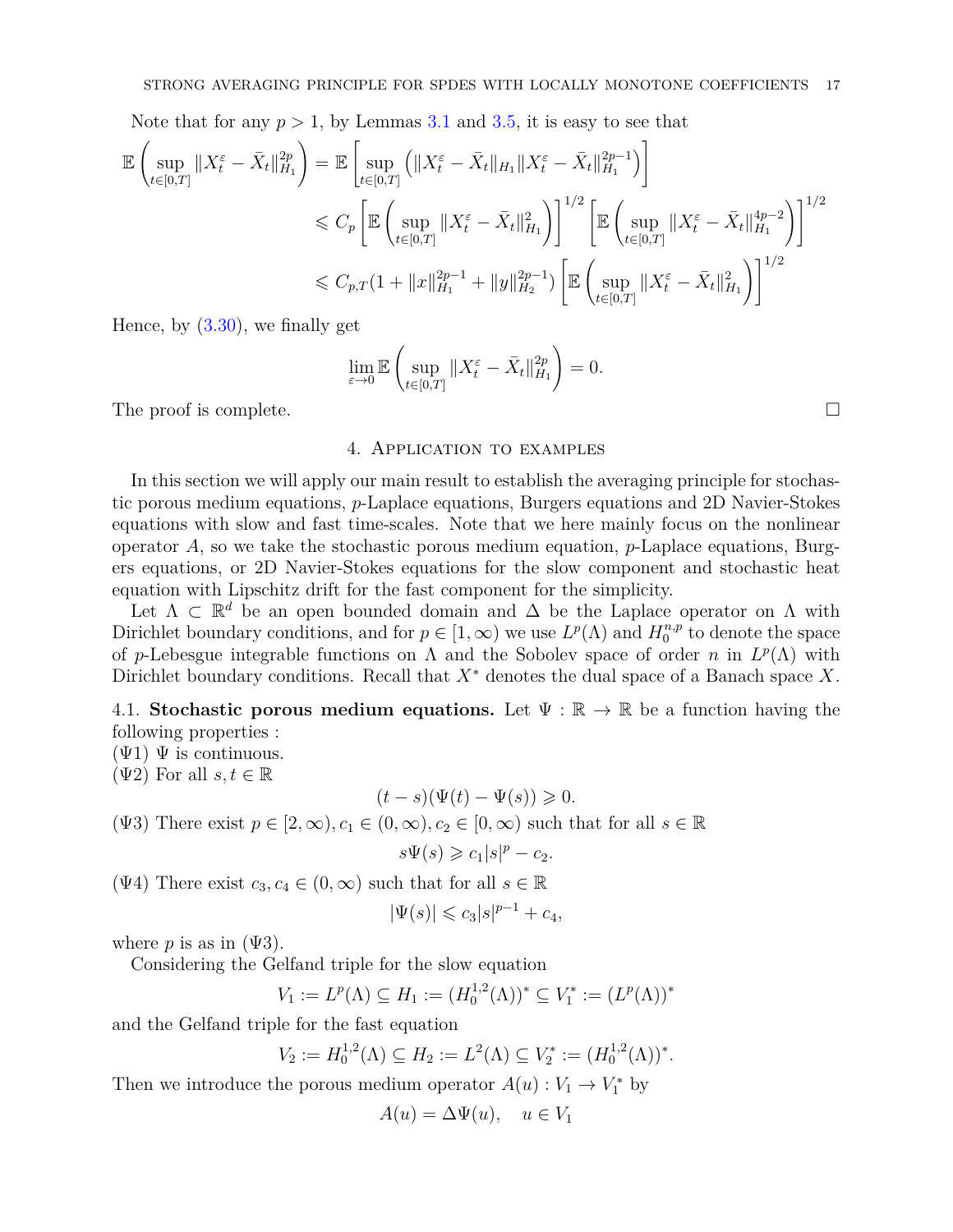Note that for any $p > 1$, by Lemmas 3.1 and 3.5, it is easy to see that

$$
\begin{aligned}
\mathbb{E}\left(\sup_{t\in[0,T]}\|X_t^\varepsilon - \bar{X}_t\|_{H_1}^{2p}\right) &= \mathbb{E}\left[\sup_{t\in[0,T]}\left(\|X_t^\varepsilon - \bar{X}_t\|_{H_1}\|X_t^\varepsilon - \bar{X}_t\|_{H_1}^{2p-1}\right)\right] \\
&\leqslant C_p\left[\mathbb{E}\left(\sup_{t\in[0,T]}\|X_t^\varepsilon - \bar{X}_t\|_{H_1}^{2}\right)\right]^{1/2}\left[\mathbb{E}\left(\sup_{t\in[0,T]}\|X_t^\varepsilon - \bar{X}_t\|_{H_1}^{4p-2}\right)\right]^{1/2} \\
&\leqslant C_{p,T}(1 + \|x\|_{H_1}^{2p-1} + \|y\|_{H_2}^{2p-1})\left[\mathbb{E}\left(\sup_{t\in[0,T]}\|X_t^\varepsilon - \bar{X}_t\|_{H_1}^{2}\right)\right]^{1/2}
\end{aligned}
$$

Hence, by (3.30), we finally get

$$
\lim_{\varepsilon\to 0}\mathbb{E}\left(\sup_{t\in[0,T]}\|X_t^\varepsilon - \bar{X}_t\|_{H_1}^{2p}\right) = 0.
$$

The proof is complete. □

## 4. Application to examples

In this section we will apply our main result to establish the averaging principle for stochastic porous medium equations, $p$-Laplace equations, Burgers equations and 2D Navier-Stokes equations with slow and fast time-scales. Note that we here mainly focus on the nonlinear operator $A$, so we take the stochastic porous medium equation, $p$-Laplace equations, Burgers equations, or 2D Navier-Stokes equations for the slow component and stochastic heat equation with Lipschitz drift for the fast component for the simplicity.

Let $\Lambda \subset \mathbb{R}^d$ be an open bounded domain and $\Delta$ be the Laplace operator on $\Lambda$ with Dirichlet boundary conditions, and for $p \in [1, \infty)$ we use $L^p(\Lambda)$ and $H_0^{n,p}$ to denote the space of $p$-Lebesgue integrable functions on $\Lambda$ and the Sobolev space of order $n$ in $L^p(\Lambda)$ with Dirichlet boundary conditions. Recall that $X^*$ denotes the dual space of a Banach space $X$.

4.1. **Stochastic porous medium equations.** Let $\Psi : \mathbb{R} \to \mathbb{R}$ be a function having the following properties :

($\Psi$1) $\Psi$ is continuous.

($\Psi$2) For all $s, t \in \mathbb{R}$

$$
(t - s)(\Psi(t) - \Psi(s)) \geqslant 0.
$$

($\Psi$3) There exist $p \in [2, \infty), c_1 \in (0, \infty), c_2 \in [0, \infty)$ such that for all $s \in \mathbb{R}$

$$
s\Psi(s) \geqslant c_1|s|^p - c_2.
$$

($\Psi$4) There exist $c_3, c_4 \in (0, \infty)$ such that for all $s \in \mathbb{R}$

$$
|\Psi(s)| \leqslant c_3|s|^{p-1} + c_4,
$$

where $p$ is as in ($\Psi$3).

Considering the Gelfand triple for the slow equation

$$
V_1 := L^p(\Lambda) \subseteq H_1 := (H_0^{1,2}(\Lambda))^* \subseteq V_1^* := (L^p(\Lambda))^*
$$

and the Gelfand triple for the fast equation

$$
V_2 := H_0^{1,2}(\Lambda) \subseteq H_2 := L^2(\Lambda) \subseteq V_2^* := (H_0^{1,2}(\Lambda))^*.
$$

Then we introduce the porous medium operator $A(u) : V_1 \to V_1^*$ by

$$
A(u) = \Delta\Psi(u), \quad u \in V_1
$$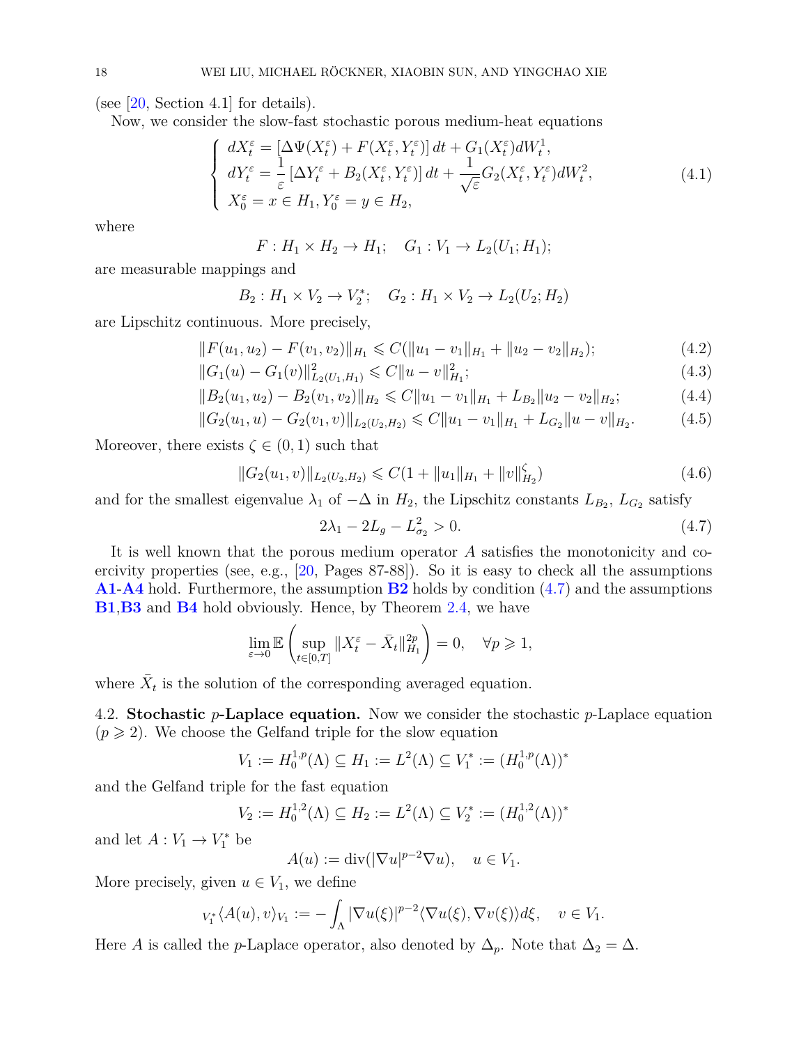(see [20, Section 4.1] for details).

Now, we consider the slow-fast stochastic porous medium-heat equations

$$
\left\{
\begin{aligned}
&dX_t^\varepsilon = [\Delta\Psi(X_t^\varepsilon) + F(X_t^\varepsilon, Y_t^\varepsilon)]\,dt + G_1(X_t^\varepsilon)dW_t^1,\\
&dY_t^\varepsilon = \frac{1}{\varepsilon}\left[\Delta Y_t^\varepsilon + B_2(X_t^\varepsilon, Y_t^\varepsilon)\right]dt + \frac{1}{\sqrt{\varepsilon}}G_2(X_t^\varepsilon, Y_t^\varepsilon)dW_t^2,\\
&X_0^\varepsilon = x \in H_1, Y_0^\varepsilon = y \in H_2,
\end{aligned}
\right.
\tag{4.1}
$$

where

$$
F : H_1 \times H_2 \to H_1; \quad G_1 : V_1 \to L_2(U_1; H_1);
$$

are measurable mappings and

$$
B_2 : H_1 \times V_2 \to V_2^*; \quad G_2 : H_1 \times V_2 \to L_2(U_2; H_2)
$$

are Lipschitz continuous. More precisely,

$$
\|F(u_1, u_2) - F(v_1, v_2)\|_{H_1} \leqslant C(\|u_1 - v_1\|_{H_1} + \|u_2 - v_2\|_{H_2}); \tag{4.2}
$$

$$
\|G_1(u) - G_1(v)\|^2_{L_2(U_1,H_1)} \leqslant C\|u - v\|^2_{H_1}; \tag{4.3}
$$

$$
\|B_2(u_1, u_2) - B_2(v_1, v_2)\|_{H_2} \leqslant C\|u_1 - v_1\|_{H_1} + L_{B_2}\|u_2 - v_2\|_{H_2}; \tag{4.4}
$$

$$
\|G_2(u_1, u) - G_2(v_1, v)\|_{L_2(U_2,H_2)} \leqslant C\|u_1 - v_1\|_{H_1} + L_{G_2}\|u - v\|_{H_2}. \tag{4.5}
$$

Moreover, there exists $\zeta \in (0, 1)$ such that

$$
\|G_2(u_1, v)\|_{L_2(U_2,H_2)} \leqslant C(1 + \|u_1\|_{H_1} + \|v\|^\zeta_{H_2}) \tag{4.6}
$$

and for the smallest eigenvalue $\lambda_1$ of $-\Delta$ in $H_2$, the Lipschitz constants $L_{B_2}$, $L_{G_2}$ satisfy

$$
2\lambda_1 - 2L_g - L^2_{\sigma_2} > 0. \tag{4.7}
$$

It is well known that the porous medium operator $A$ satisfies the monotonicity and coercivity properties (see, e.g., [20, Pages 87-88]). So it is easy to check all the assumptions **A1**-**A4** hold. Furthermore, the assumption **B2** holds by condition (4.7) and the assumptions **B1**,**B3** and **B4** hold obviously. Hence, by Theorem 2.4, we have

$$
\lim_{\varepsilon\to 0}\mathbb{E}\left(\sup_{t\in[0,T]}\|X_t^\varepsilon - \bar{X}_t\|^{2p}_{H_1}\right) = 0, \quad \forall p \geqslant 1,
$$

where $\bar{X}_t$ is the solution of the corresponding averaged equation.

4.2. **Stochastic $p$-Laplace equation.** Now we consider the stochastic $p$-Laplace equation ($p \geqslant 2$). We choose the Gelfand triple for the slow equation

$$
V_1 := H_0^{1,p}(\Lambda) \subseteq H_1 := L^2(\Lambda) \subseteq V_1^* := (H_0^{1,p}(\Lambda))^*
$$

and the Gelfand triple for the fast equation

$$
V_2 := H_0^{1,2}(\Lambda) \subseteq H_2 := L^2(\Lambda) \subseteq V_2^* := (H_0^{1,2}(\Lambda))^*
$$

and let $A : V_1 \to V_1^*$ be

$$
A(u) := \mathrm{div}(|\nabla u|^{p-2}\nabla u), \quad u \in V_1.
$$

More precisely, given $u \in V_1$, we define

$$
{}_{V_1^*}\langle A(u), v\rangle_{V_1} := -\int_\Lambda |\nabla u(\xi)|^{p-2}\langle\nabla u(\xi), \nabla v(\xi)\rangle d\xi, \quad v \in V_1.
$$

Here $A$ is called the $p$-Laplace operator, also denoted by $\Delta_p$. Note that $\Delta_2 = \Delta$.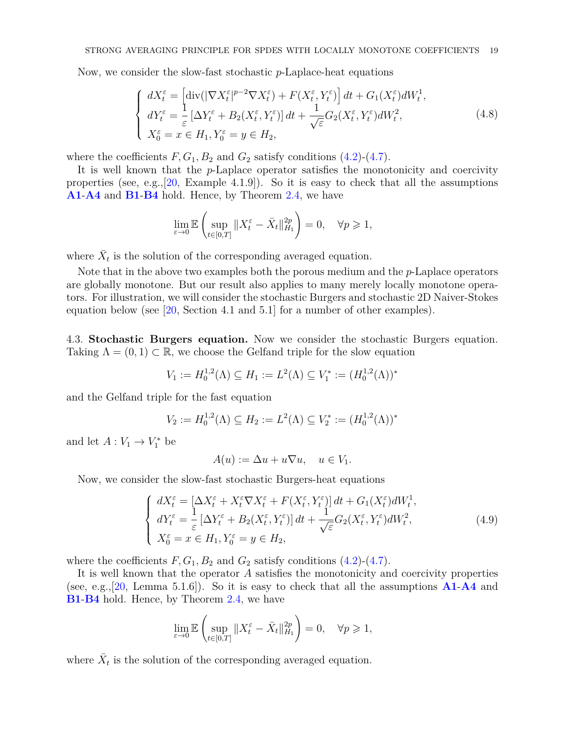Now, we consider the slow-fast stochastic $p$-Laplace-heat equations

$$
\left\{
\begin{array}{l}
dX_t^\varepsilon = \left[\mathrm{div}(|\nabla X_t^\varepsilon|^{p-2}\nabla X_t^\varepsilon) + F(X_t^\varepsilon, Y_t^\varepsilon)\right] dt + G_1(X_t^\varepsilon) dW_t^1, \\
dY_t^\varepsilon = \dfrac{1}{\varepsilon}\left[\Delta Y_t^\varepsilon + B_2(X_t^\varepsilon, Y_t^\varepsilon)\right] dt + \dfrac{1}{\sqrt{\varepsilon}} G_2(X_t^\varepsilon, Y_t^\varepsilon) dW_t^2, \\
X_0^\varepsilon = x \in H_1, Y_0^\varepsilon = y \in H_2,
\end{array}
\right. \tag{4.8}
$$

where the coefficients $F, G_1, B_2$ and $G_2$ satisfy conditions (4.2)-(4.7).

It is well known that the $p$-Laplace operator satisfies the monotonicity and coercivity properties (see, e.g.,[20, Example 4.1.9]). So it is easy to check that all the assumptions **A1**-**A4** and **B1**-**B4** hold. Hence, by Theorem 2.4, we have

$$
\lim_{\varepsilon \to 0} \mathbb{E}\left(\sup_{t\in[0,T]} \|X_t^\varepsilon - \bar{X}_t\|_{H_1}^{2p}\right) = 0, \quad \forall p \geqslant 1,
$$

where $\bar{X}_t$ is the solution of the corresponding averaged equation.

Note that in the above two examples both the porous medium and the $p$-Laplace operators are globally monotone. But our result also applies to many merely locally monotone operators. For illustration, we will consider the stochastic Burgers and stochastic 2D Naiver-Stokes equation below (see [20, Section 4.1 and 5.1] for a number of other examples).

4.3. **Stochastic Burgers equation.** Now we consider the stochastic Burgers equation. Taking $\Lambda = (0,1) \subset \mathbb{R}$, we choose the Gelfand triple for the slow equation

$$
V_1 := H_0^{1,2}(\Lambda) \subseteq H_1 := L^2(\Lambda) \subseteq V_1^* := (H_0^{1,2}(\Lambda))^*
$$

and the Gelfand triple for the fast equation

$$
V_2 := H_0^{1,2}(\Lambda) \subseteq H_2 := L^2(\Lambda) \subseteq V_2^* := (H_0^{1,2}(\Lambda))^*
$$

and let $A : V_1 \to V_1^*$ be

$$
A(u) := \Delta u + u\nabla u, \quad u \in V_1.
$$

Now, we consider the slow-fast stochastic Burgers-heat equations

$$
\left\{
\begin{array}{l}
dX_t^\varepsilon = \left[\Delta X_t^\varepsilon + X_t^\varepsilon \nabla X_t^\varepsilon + F(X_t^\varepsilon, Y_t^\varepsilon)\right] dt + G_1(X_t^\varepsilon) dW_t^1, \\
dY_t^\varepsilon = \dfrac{1}{\varepsilon}\left[\Delta Y_t^\varepsilon + B_2(X_t^\varepsilon, Y_t^\varepsilon)\right] dt + \dfrac{1}{\sqrt{\varepsilon}} G_2(X_t^\varepsilon, Y_t^\varepsilon) dW_t^2, \\
X_0^\varepsilon = x \in H_1, Y_0^\varepsilon = y \in H_2,
\end{array}
\right. \tag{4.9}
$$

where the coefficients $F, G_1, B_2$ and $G_2$ satisfy conditions (4.2)-(4.7).

It is well known that the operator $A$ satisfies the monotonicity and coercivity properties (see, e.g.,[20, Lemma 5.1.6]). So it is easy to check that all the assumptions **A1**-**A4** and **B1**-**B4** hold. Hence, by Theorem 2.4, we have

$$
\lim_{\varepsilon \to 0} \mathbb{E}\left(\sup_{t\in[0,T]} \|X_t^\varepsilon - \bar{X}_t\|_{H_1}^{2p}\right) = 0, \quad \forall p \geqslant 1,
$$

where $\bar{X}_t$ is the solution of the corresponding averaged equation.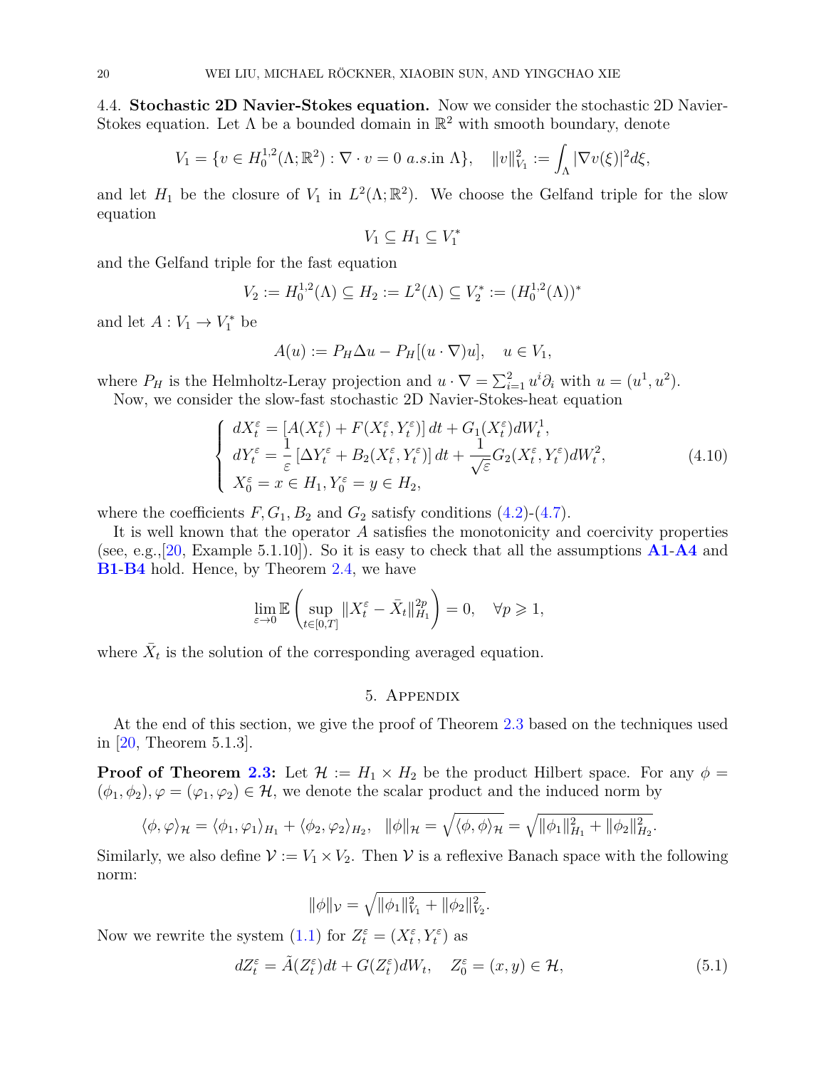4.4. **Stochastic 2D Navier-Stokes equation.** Now we consider the stochastic 2D Navier-Stokes equation. Let $\Lambda$ be a bounded domain in $\mathbb{R}^2$ with smooth boundary, denote

$$V_1 = \{v \in H_0^{1,2}(\Lambda; \mathbb{R}^2) : \nabla \cdot v = 0 \ a.s. \text{in } \Lambda\}, \quad \|v\|_{V_1}^2 := \int_\Lambda |\nabla v(\xi)|^2 d\xi,$$

and let $H_1$ be the closure of $V_1$ in $L^2(\Lambda; \mathbb{R}^2)$. We choose the Gelfand triple for the slow equation

$$V_1 \subseteq H_1 \subseteq V_1^*$$

and the Gelfand triple for the fast equation

$$V_2 := H_0^{1,2}(\Lambda) \subseteq H_2 := L^2(\Lambda) \subseteq V_2^* := (H_0^{1,2}(\Lambda))^*$$

and let $A : V_1 \to V_1^*$ be

$$A(u) := P_H \Delta u - P_H[(u \cdot \nabla)u], \quad u \in V_1,$$

where $P_H$ is the Helmholtz-Leray projection and $u \cdot \nabla = \sum_{i=1}^2 u^i \partial_i$ with $u = (u^1, u^2)$.

Now, we consider the slow-fast stochastic 2D Navier-Stokes-heat equation

$$\begin{cases} dX_t^\varepsilon = [A(X_t^\varepsilon) + F(X_t^\varepsilon, Y_t^\varepsilon)]\, dt + G_1(X_t^\varepsilon) dW_t^1, \\ dY_t^\varepsilon = \dfrac{1}{\varepsilon}[\Delta Y_t^\varepsilon + B_2(X_t^\varepsilon, Y_t^\varepsilon)]\, dt + \dfrac{1}{\sqrt{\varepsilon}} G_2(X_t^\varepsilon, Y_t^\varepsilon) dW_t^2, \\ X_0^\varepsilon = x \in H_1, Y_0^\varepsilon = y \in H_2, \end{cases} \tag{4.10}$$

where the coefficients $F, G_1, B_2$ and $G_2$ satisfy conditions (4.2)-(4.7).

It is well known that the operator $A$ satisfies the monotonicity and coercivity properties (see, e.g.,[20, Example 5.1.10]). So it is easy to check that all the assumptions **A1**-**A4** and **B1**-**B4** hold. Hence, by Theorem 2.4, we have

$$\lim_{\varepsilon \to 0} \mathbb{E}\left( \sup_{t \in [0,T]} \|X_t^\varepsilon - \bar{X}_t\|_{H_1}^{2p} \right) = 0, \quad \forall p \geqslant 1,$$

where $\bar{X}_t$ is the solution of the corresponding averaged equation.

## 5. Appendix

At the end of this section, we give the proof of Theorem 2.3 based on the techniques used in [20, Theorem 5.1.3].

**Proof of Theorem 2.3:** Let $\mathcal{H} := H_1 \times H_2$ be the product Hilbert space. For any $\phi = (\phi_1, \phi_2), \varphi = (\varphi_1, \varphi_2) \in \mathcal{H}$, we denote the scalar product and the induced norm by

$$\langle \phi, \varphi \rangle_{\mathcal{H}} = \langle \phi_1, \varphi_1 \rangle_{H_1} + \langle \phi_2, \varphi_2 \rangle_{H_2}, \quad \|\phi\|_{\mathcal{H}} = \sqrt{\langle \phi, \phi \rangle_{\mathcal{H}}} = \sqrt{\|\phi_1\|_{H_1}^2 + \|\phi_2\|_{H_2}^2}.$$

Similarly, we also define $\mathcal{V} := V_1 \times V_2$. Then $\mathcal{V}$ is a reflexive Banach space with the following norm:

$$\|\phi\|_{\mathcal{V}} = \sqrt{\|\phi_1\|_{V_1}^2 + \|\phi_2\|_{V_2}^2}.$$

Now we rewrite the system (1.1) for $Z_t^\varepsilon = (X_t^\varepsilon, Y_t^\varepsilon)$ as

$$dZ_t^\varepsilon = \tilde{A}(Z_t^\varepsilon)dt + G(Z_t^\varepsilon)dW_t, \quad Z_0^\varepsilon = (x, y) \in \mathcal{H}, \tag{5.1}$$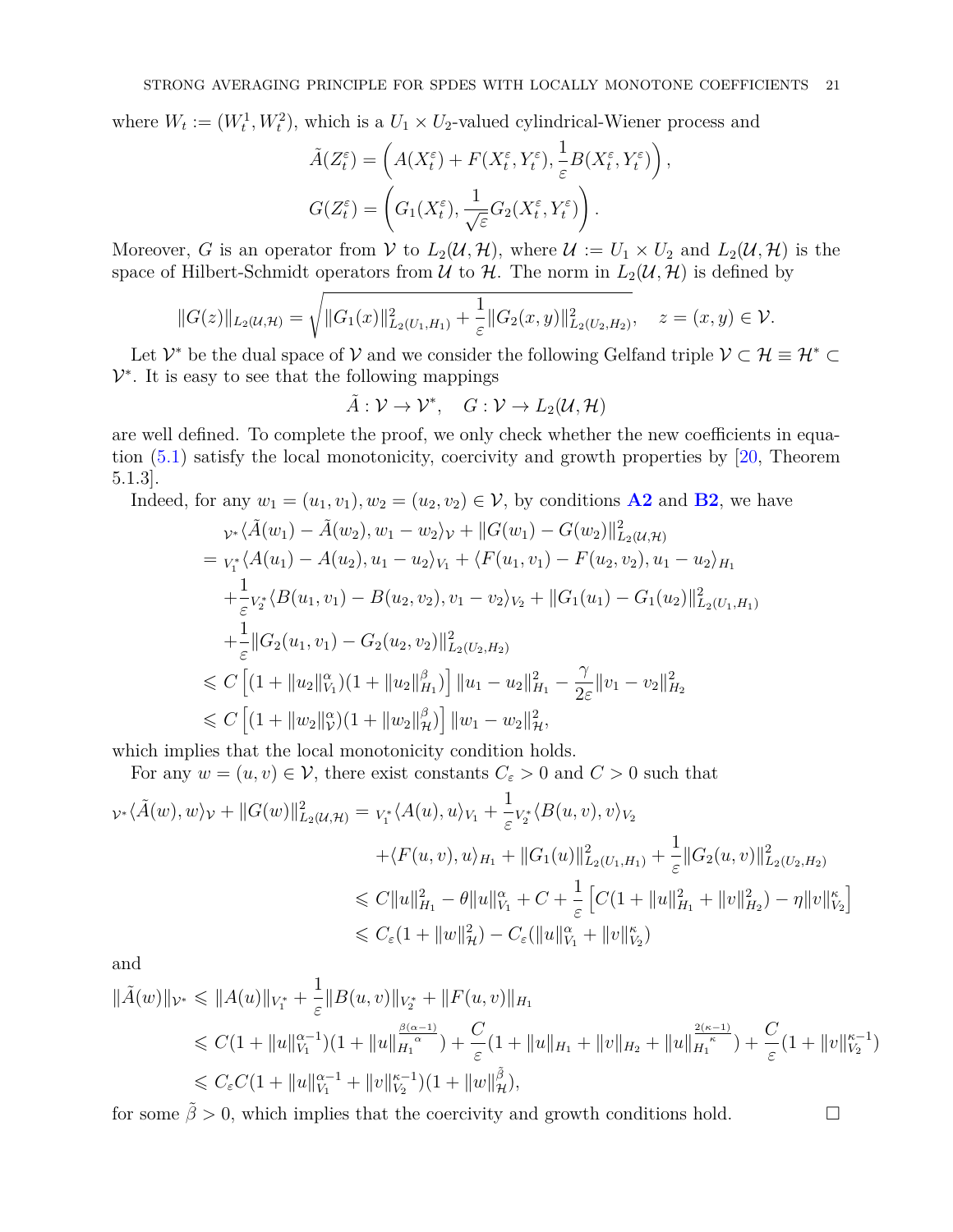where $W_t := (W_t^1, W_t^2)$, which is a $U_1 \times U_2$-valued cylindrical-Wiener process and

$$
\tilde{A}(Z_t^\varepsilon) = \left( A(X_t^\varepsilon) + F(X_t^\varepsilon, Y_t^\varepsilon), \frac{1}{\varepsilon} B(X_t^\varepsilon, Y_t^\varepsilon) \right),
$$

$$
G(Z_t^\varepsilon) = \left( G_1(X_t^\varepsilon), \frac{1}{\sqrt{\varepsilon}} G_2(X_t^\varepsilon, Y_t^\varepsilon) \right).
$$

Moreover, $G$ is an operator from $\mathcal{V}$ to $L_2(\mathcal{U}, \mathcal{H})$, where $\mathcal{U} := U_1 \times U_2$ and $L_2(\mathcal{U}, \mathcal{H})$ is the space of Hilbert-Schmidt operators from $\mathcal{U}$ to $\mathcal{H}$. The norm in $L_2(\mathcal{U}, \mathcal{H})$ is defined by

$$
\|G(z)\|_{L_2(\mathcal{U},\mathcal{H})} = \sqrt{\|G_1(x)\|^2_{L_2(U_1,H_1)} + \frac{1}{\varepsilon}\|G_2(x,y)\|^2_{L_2(U_2,H_2)}}, \quad z = (x, y) \in \mathcal{V}.
$$

Let $\mathcal{V}^*$ be the dual space of $\mathcal{V}$ and we consider the following Gelfand triple $\mathcal{V} \subset \mathcal{H} \equiv \mathcal{H}^* \subset \mathcal{V}^*$. It is easy to see that the following mappings

$$
\tilde{A} : \mathcal{V} \to \mathcal{V}^*, \quad G : \mathcal{V} \to L_2(\mathcal{U}, \mathcal{H})
$$

are well defined. To complete the proof, we only check whether the new coefficients in equation (5.1) satisfy the local monotonicity, coercivity and growth properties by [20, Theorem 5.1.3].

Indeed, for any $w_1 = (u_1, v_1), w_2 = (u_2, v_2) \in \mathcal{V}$, by conditions **A2** and **B2**, we have

$$
\begin{aligned}
&{}_{\mathcal{V}^*}\langle \tilde{A}(w_1) - \tilde{A}(w_2), w_1 - w_2 \rangle_{\mathcal{V}} + \|G(w_1) - G(w_2)\|^2_{L_2(\mathcal{U},\mathcal{H})} \\
&= {}_{V_1^*}\langle A(u_1) - A(u_2), u_1 - u_2 \rangle_{V_1} + \langle F(u_1, v_1) - F(u_2, v_2), u_1 - u_2 \rangle_{H_1} \\
&\quad + \frac{1}{\varepsilon}{}_{V_2^*}\langle B(u_1, v_1) - B(u_2, v_2), v_1 - v_2 \rangle_{V_2} + \|G_1(u_1) - G_1(u_2)\|^2_{L_2(U_1,H_1)} \\
&\quad + \frac{1}{\varepsilon}\|G_2(u_1, v_1) - G_2(u_2, v_2)\|^2_{L_2(U_2,H_2)} \\
&\leqslant C\left[(1 + \|u_2\|^\alpha_{V_1})(1 + \|u_2\|^\beta_{H_1})\right]\|u_1 - u_2\|^2_{H_1} - \frac{\gamma}{2\varepsilon}\|v_1 - v_2\|^2_{H_2} \\
&\leqslant C\left[(1 + \|w_2\|^\alpha_{\mathcal{V}})(1 + \|w_2\|^\beta_{\mathcal{H}})\right]\|w_1 - w_2\|^2_{\mathcal{H}},
\end{aligned}
$$

which implies that the local monotonicity condition holds.

For any $w = (u, v) \in \mathcal{V}$, there exist constants $C_\varepsilon > 0$ and $C > 0$ such that

$$
\begin{aligned}
{}_{\mathcal{V}^*}\langle \tilde{A}(w), w \rangle_{\mathcal{V}} + \|G(w)\|^2_{L_2(\mathcal{U},\mathcal{H})} &= {}_{V_1^*}\langle A(u), u \rangle_{V_1} + \frac{1}{\varepsilon}{}_{V_2^*}\langle B(u, v), v \rangle_{V_2} \\
&\quad + \langle F(u, v), u \rangle_{H_1} + \|G_1(u)\|^2_{L_2(U_1,H_1)} + \frac{1}{\varepsilon}\|G_2(u, v)\|^2_{L_2(U_2,H_2)} \\
&\leqslant C\|u\|^2_{H_1} - \theta\|u\|^\alpha_{V_1} + C + \frac{1}{\varepsilon}\left[C(1 + \|u\|^2_{H_1} + \|v\|^2_{H_2}) - \eta\|v\|^\kappa_{V_2}\right] \\
&\leqslant C_\varepsilon(1 + \|w\|^2_{\mathcal{H}}) - C_\varepsilon(\|u\|^\alpha_{V_1} + \|v\|^\kappa_{V_2})
\end{aligned}
$$

and

$$
\begin{aligned}
\|\tilde{A}(w)\|_{\mathcal{V}^*} &\leqslant \|A(u)\|_{V_1^*} + \frac{1}{\varepsilon}\|B(u, v)\|_{V_2^*} + \|F(u, v)\|_{H_1} \\
&\leqslant C(1 + \|u\|^{\alpha-1}_{V_1})(1 + \|u\|^{\frac{\beta(\alpha-1)}{\alpha}}_{H_1}) + \frac{C}{\varepsilon}(1 + \|u\|_{H_1} + \|v\|_{H_2} + \|u\|^{\frac{2(\kappa-1)}{\kappa}}_{H_1}) + \frac{C}{\varepsilon}(1 + \|v\|^{\kappa-1}_{V_2}) \\
&\leqslant C_\varepsilon C(1 + \|u\|^{\alpha-1}_{V_1} + \|v\|^{\kappa-1}_{V_2})(1 + \|w\|^{\tilde{\beta}}_{\mathcal{H}}),
\end{aligned}
$$

for some $\tilde{\beta} > 0$, which implies that the coercivity and growth conditions hold. $\square$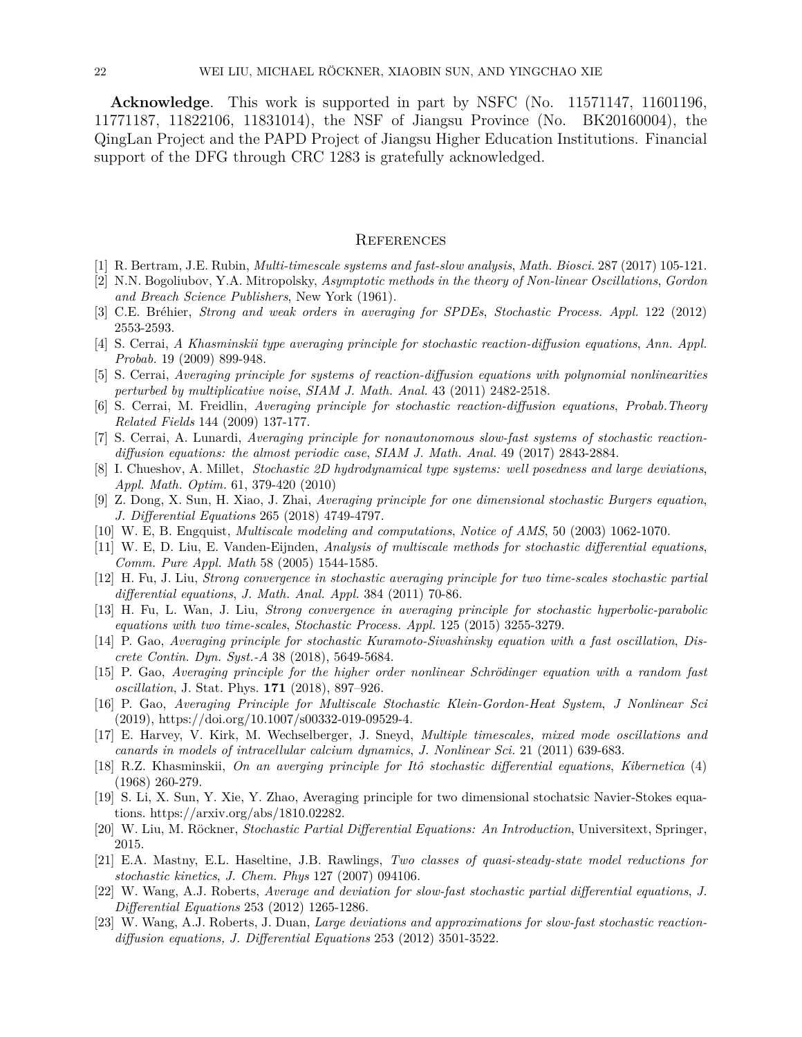**Acknowledge**. This work is supported in part by NSFC (No. 11571147, 11601196, 11771187, 11822106, 11831014), the NSF of Jiangsu Province (No. BK20160004), the QingLan Project and the PAPD Project of Jiangsu Higher Education Institutions. Financial support of the DFG through CRC 1283 is gratefully acknowledged.

## References

[1] R. Bertram, J.E. Rubin, *Multi-timescale systems and fast-slow analysis*, *Math. Biosci.* 287 (2017) 105-121.

[2] N.N. Bogoliubov, Y.A. Mitropolsky, *Asymptotic methods in the theory of Non-linear Oscillations*, *Gordon and Breach Science Publishers*, New York (1961).

[3] C.E. Bréhier, *Strong and weak orders in averaging for SPDEs*, *Stochastic Process. Appl.* 122 (2012) 2553-2593.

[4] S. Cerrai, *A Khasminskii type averaging principle for stochastic reaction-diffusion equations*, *Ann. Appl. Probab.* 19 (2009) 899-948.

[5] S. Cerrai, *Averaging principle for systems of reaction-diffusion equations with polynomial nonlinearities perturbed by multiplicative noise*, *SIAM J. Math. Anal.* 43 (2011) 2482-2518.

[6] S. Cerrai, M. Freidlin, *Averaging principle for stochastic reaction-diffusion equations*, *Probab.Theory Related Fields* 144 (2009) 137-177.

[7] S. Cerrai, A. Lunardi, *Averaging principle for nonautonomous slow-fast systems of stochastic reaction-diffusion equations: the almost periodic case*, *SIAM J. Math. Anal.* 49 (2017) 2843-2884.

[8] I. Chueshov, A. Millet, *Stochastic 2D hydrodynamical type systems: well posedness and large deviations*, *Appl. Math. Optim.* 61, 379-420 (2010)

[9] Z. Dong, X. Sun, H. Xiao, J. Zhai, *Averaging principle for one dimensional stochastic Burgers equation*, *J. Differential Equations* 265 (2018) 4749-4797.

[10] W. E, B. Engquist, *Multiscale modeling and computations*, *Notice of AMS*, 50 (2003) 1062-1070.

[11] W. E, D. Liu, E. Vanden-Eijnden, *Analysis of multiscale methods for stochastic differential equations*, *Comm. Pure Appl. Math* 58 (2005) 1544-1585.

[12] H. Fu, J. Liu, *Strong convergence in stochastic averaging principle for two time-scales stochastic partial differential equations*, *J. Math. Anal. Appl.* 384 (2011) 70-86.

[13] H. Fu, L. Wan, J. Liu, *Strong convergence in averaging principle for stochastic hyperbolic-parabolic equations with two time-scales*, *Stochastic Process. Appl.* 125 (2015) 3255-3279.

[14] P. Gao, *Averaging principle for stochastic Kuramoto-Sivashinsky equation with a fast oscillation*, *Discrete Contin. Dyn. Syst.-A* 38 (2018), 5649-5684.

[15] P. Gao, *Averaging principle for the higher order nonlinear Schrödinger equation with a random fast oscillation*, J. Stat. Phys. **171** (2018), 897–926.

[16] P. Gao, *Averaging Principle for Multiscale Stochastic Klein-Gordon-Heat System*, *J Nonlinear Sci* (2019), https://doi.org/10.1007/s00332-019-09529-4.

[17] E. Harvey, V. Kirk, M. Wechselberger, J. Sneyd, *Multiple timescales, mixed mode oscillations and canards in models of intracellular calcium dynamics*, *J. Nonlinear Sci.* 21 (2011) 639-683.

[18] R.Z. Khasminskii, *On an averging principle for Itô stochastic differential equations*, *Kibernetica* (4) (1968) 260-279.

[19] S. Li, X. Sun, Y. Xie, Y. Zhao, Averaging principle for two dimensional stochatsic Navier-Stokes equations. https://arxiv.org/abs/1810.02282.

[20] W. Liu, M. Röckner, *Stochastic Partial Differential Equations: An Introduction*, Universitext, Springer, 2015.

[21] E.A. Mastny, E.L. Haseltine, J.B. Rawlings, *Two classes of quasi-steady-state model reductions for stochastic kinetics*, *J. Chem. Phys* 127 (2007) 094106.

[22] W. Wang, A.J. Roberts, *Average and deviation for slow-fast stochastic partial differential equations*, *J. Differential Equations* 253 (2012) 1265-1286.

[23] W. Wang, A.J. Roberts, J. Duan, *Large deviations and approximations for slow-fast stochastic reaction-diffusion equations, J. Differential Equations* 253 (2012) 3501-3522.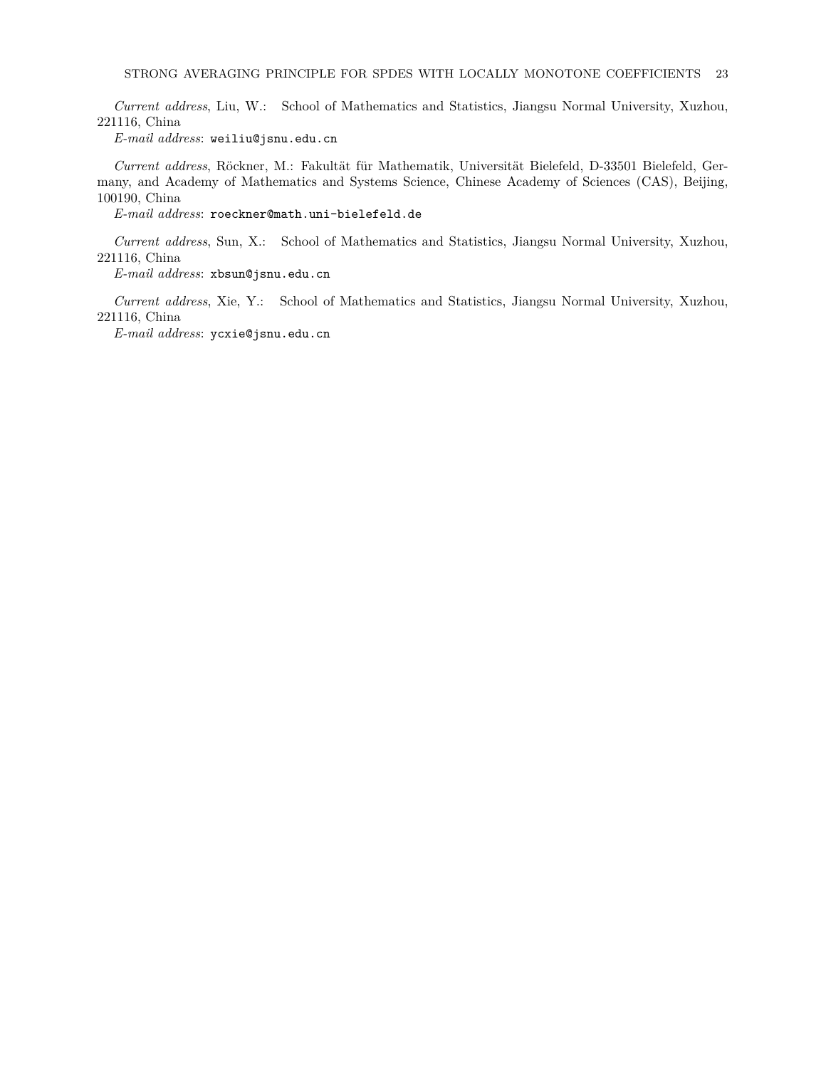*Current address*, Liu, W.: School of Mathematics and Statistics, Jiangsu Normal University, Xuzhou, 221116, China

*E-mail address*: `weiliu@jsnu.edu.cn`

*Current address*, Röckner, M.: Fakultät für Mathematik, Universität Bielefeld, D-33501 Bielefeld, Germany, and Academy of Mathematics and Systems Science, Chinese Academy of Sciences (CAS), Beijing, 100190, China

*E-mail address*: `roeckner@math.uni-bielefeld.de`

*Current address*, Sun, X.: School of Mathematics and Statistics, Jiangsu Normal University, Xuzhou, 221116, China

*E-mail address*: `xbsun@jsnu.edu.cn`

*Current address*, Xie, Y.: School of Mathematics and Statistics, Jiangsu Normal University, Xuzhou, 221116, China

*E-mail address*: `ycxie@jsnu.edu.cn`